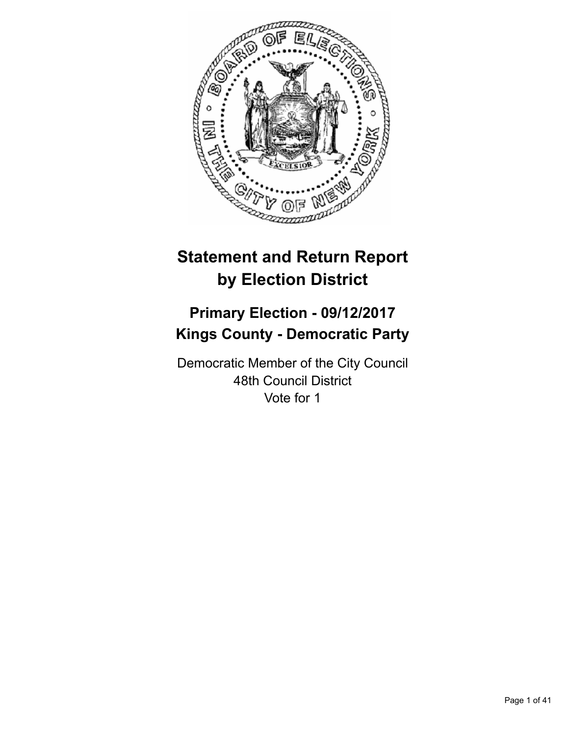# Statement and Return Report by Election District

## Primary Election - 09/12/2017
## Kings County - Democratic Party

Democratic Member of the City Council
48th Council District
Vote for 1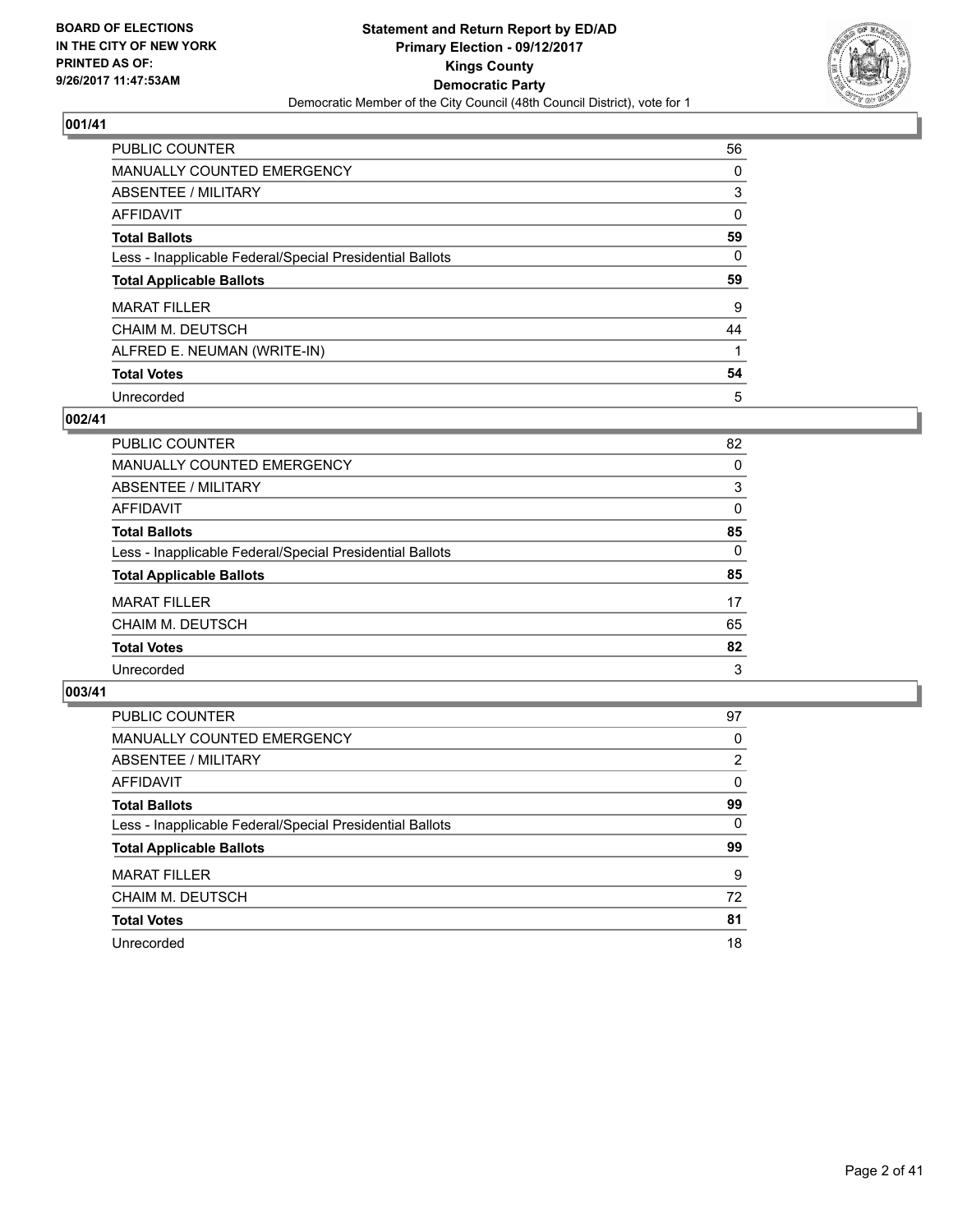**BOARD OF ELECTIONS IN THE CITY OF NEW YORK PRINTED AS OF: 9/26/2017 11:47:53AM**

**Statement and Return Report by ED/AD**
**Primary Election - 09/12/2017**
**Kings County**
**Democratic Party**
Democratic Member of the City Council (48th Council District), vote for 1

## 001/41

| | |
|---|---|
| PUBLIC COUNTER | 56 |
| MANUALLY COUNTED EMERGENCY | 0 |
| ABSENTEE / MILITARY | 3 |
| AFFIDAVIT | 0 |
| **Total Ballots** | **59** |
| Less - Inapplicable Federal/Special Presidential Ballots | 0 |
| **Total Applicable Ballots** | **59** |
| MARAT FILLER | 9 |
| CHAIM M. DEUTSCH | 44 |
| ALFRED E. NEUMAN (WRITE-IN) | 1 |
| **Total Votes** | **54** |
| Unrecorded | 5 |

## 002/41

| | |
|---|---|
| PUBLIC COUNTER | 82 |
| MANUALLY COUNTED EMERGENCY | 0 |
| ABSENTEE / MILITARY | 3 |
| AFFIDAVIT | 0 |
| **Total Ballots** | **85** |
| Less - Inapplicable Federal/Special Presidential Ballots | 0 |
| **Total Applicable Ballots** | **85** |
| MARAT FILLER | 17 |
| CHAIM M. DEUTSCH | 65 |
| **Total Votes** | **82** |
| Unrecorded | 3 |

## 003/41

| | |
|---|---|
| PUBLIC COUNTER | 97 |
| MANUALLY COUNTED EMERGENCY | 0 |
| ABSENTEE / MILITARY | 2 |
| AFFIDAVIT | 0 |
| **Total Ballots** | **99** |
| Less - Inapplicable Federal/Special Presidential Ballots | 0 |
| **Total Applicable Ballots** | **99** |
| MARAT FILLER | 9 |
| CHAIM M. DEUTSCH | 72 |
| **Total Votes** | **81** |
| Unrecorded | 18 |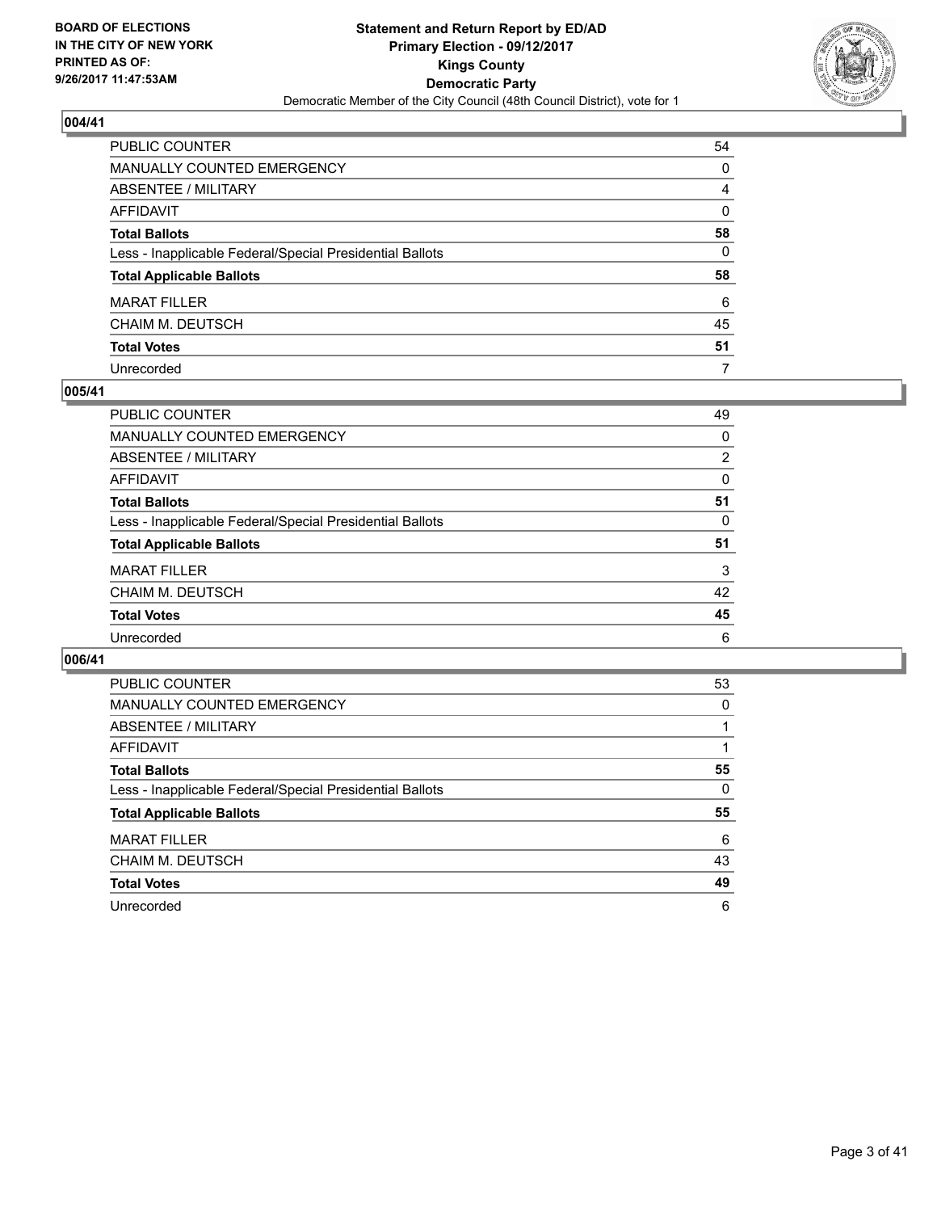## 004/41

| | |
|---|---|
| PUBLIC COUNTER | 54 |
| MANUALLY COUNTED EMERGENCY | 0 |
| ABSENTEE / MILITARY | 4 |
| AFFIDAVIT | 0 |
| **Total Ballots** | **58** |
| Less - Inapplicable Federal/Special Presidential Ballots | 0 |
| **Total Applicable Ballots** | **58** |
| MARAT FILLER | 6 |
| CHAIM M. DEUTSCH | 45 |
| **Total Votes** | **51** |
| Unrecorded | 7 |

## 005/41

| | |
|---|---|
| PUBLIC COUNTER | 49 |
| MANUALLY COUNTED EMERGENCY | 0 |
| ABSENTEE / MILITARY | 2 |
| AFFIDAVIT | 0 |
| **Total Ballots** | **51** |
| Less - Inapplicable Federal/Special Presidential Ballots | 0 |
| **Total Applicable Ballots** | **51** |
| MARAT FILLER | 3 |
| CHAIM M. DEUTSCH | 42 |
| **Total Votes** | **45** |
| Unrecorded | 6 |

## 006/41

| | |
|---|---|
| PUBLIC COUNTER | 53 |
| MANUALLY COUNTED EMERGENCY | 0 |
| ABSENTEE / MILITARY | 1 |
| AFFIDAVIT | 1 |
| **Total Ballots** | **55** |
| Less - Inapplicable Federal/Special Presidential Ballots | 0 |
| **Total Applicable Ballots** | **55** |
| MARAT FILLER | 6 |
| CHAIM M. DEUTSCH | 43 |
| **Total Votes** | **49** |
| Unrecorded | 6 |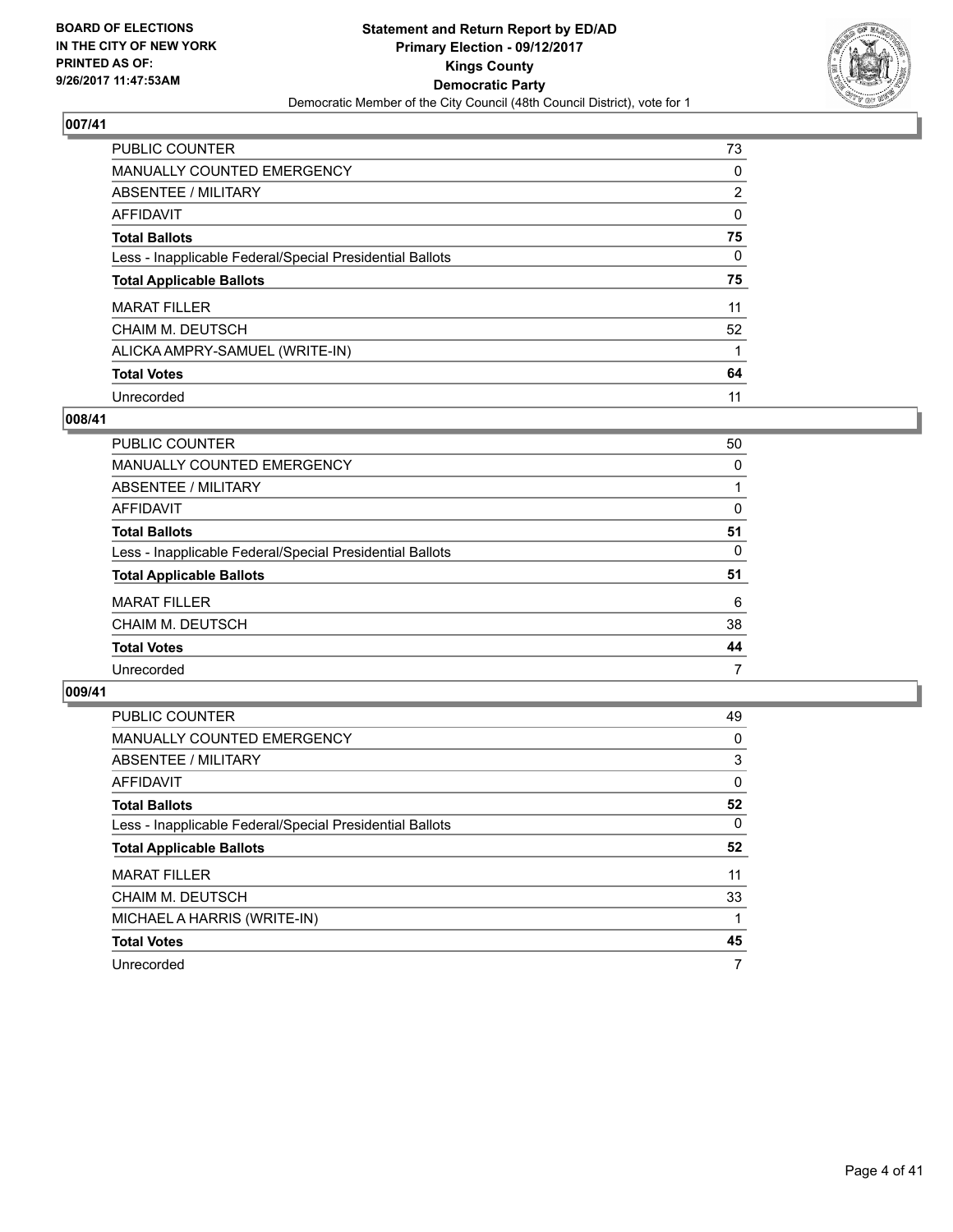**BOARD OF ELECTIONS IN THE CITY OF NEW YORK PRINTED AS OF: 9/26/2017 11:47:53AM**

**Statement and Return Report by ED/AD**
**Primary Election - 09/12/2017**
**Kings County**
**Democratic Party**
Democratic Member of the City Council (48th Council District), vote for 1

## 007/41

| | |
|---|---|
| PUBLIC COUNTER | 73 |
| MANUALLY COUNTED EMERGENCY | 0 |
| ABSENTEE / MILITARY | 2 |
| AFFIDAVIT | 0 |
| **Total Ballots** | **75** |
| Less - Inapplicable Federal/Special Presidential Ballots | 0 |
| **Total Applicable Ballots** | **75** |
| MARAT FILLER | 11 |
| CHAIM M. DEUTSCH | 52 |
| ALICKA AMPRY-SAMUEL (WRITE-IN) | 1 |
| **Total Votes** | **64** |
| Unrecorded | 11 |

## 008/41

| | |
|---|---|
| PUBLIC COUNTER | 50 |
| MANUALLY COUNTED EMERGENCY | 0 |
| ABSENTEE / MILITARY | 1 |
| AFFIDAVIT | 0 |
| **Total Ballots** | **51** |
| Less - Inapplicable Federal/Special Presidential Ballots | 0 |
| **Total Applicable Ballots** | **51** |
| MARAT FILLER | 6 |
| CHAIM M. DEUTSCH | 38 |
| **Total Votes** | **44** |
| Unrecorded | 7 |

## 009/41

| | |
|---|---|
| PUBLIC COUNTER | 49 |
| MANUALLY COUNTED EMERGENCY | 0 |
| ABSENTEE / MILITARY | 3 |
| AFFIDAVIT | 0 |
| **Total Ballots** | **52** |
| Less - Inapplicable Federal/Special Presidential Ballots | 0 |
| **Total Applicable Ballots** | **52** |
| MARAT FILLER | 11 |
| CHAIM M. DEUTSCH | 33 |
| MICHAEL A HARRIS (WRITE-IN) | 1 |
| **Total Votes** | **45** |
| Unrecorded | 7 |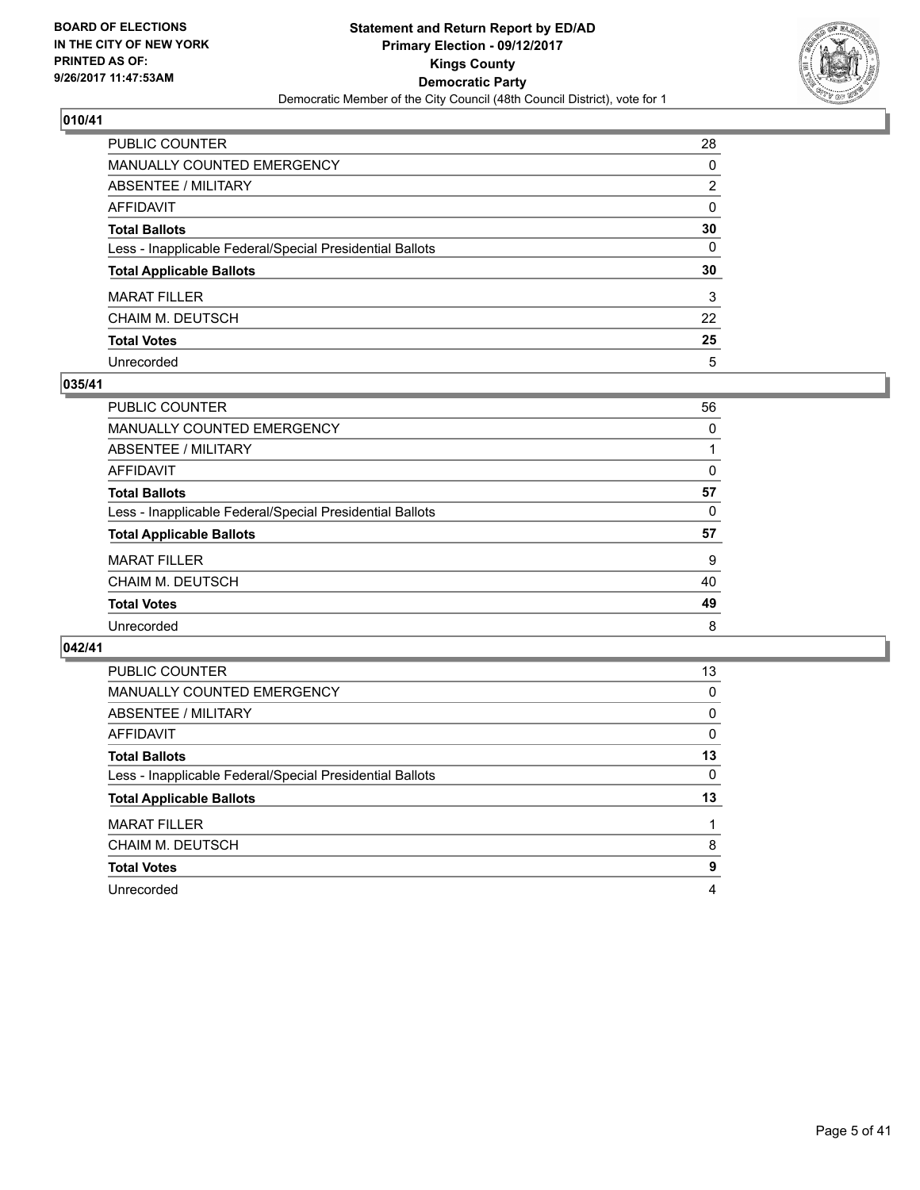**BOARD OF ELECTIONS IN THE CITY OF NEW YORK PRINTED AS OF: 9/26/2017 11:47:53AM**

**Statement and Return Report by ED/AD**
**Primary Election - 09/12/2017**
**Kings County**
**Democratic Party**
Democratic Member of the City Council (48th Council District), vote for 1

## 010/41

| | |
|---|---|
| PUBLIC COUNTER | 28 |
| MANUALLY COUNTED EMERGENCY | 0 |
| ABSENTEE / MILITARY | 2 |
| AFFIDAVIT | 0 |
| **Total Ballots** | **30** |
| Less - Inapplicable Federal/Special Presidential Ballots | 0 |
| **Total Applicable Ballots** | **30** |
| MARAT FILLER | 3 |
| CHAIM M. DEUTSCH | 22 |
| **Total Votes** | **25** |
| Unrecorded | 5 |

## 035/41

| | |
|---|---|
| PUBLIC COUNTER | 56 |
| MANUALLY COUNTED EMERGENCY | 0 |
| ABSENTEE / MILITARY | 1 |
| AFFIDAVIT | 0 |
| **Total Ballots** | **57** |
| Less - Inapplicable Federal/Special Presidential Ballots | 0 |
| **Total Applicable Ballots** | **57** |
| MARAT FILLER | 9 |
| CHAIM M. DEUTSCH | 40 |
| **Total Votes** | **49** |
| Unrecorded | 8 |

## 042/41

| | |
|---|---|
| PUBLIC COUNTER | 13 |
| MANUALLY COUNTED EMERGENCY | 0 |
| ABSENTEE / MILITARY | 0 |
| AFFIDAVIT | 0 |
| **Total Ballots** | **13** |
| Less - Inapplicable Federal/Special Presidential Ballots | 0 |
| **Total Applicable Ballots** | **13** |
| MARAT FILLER | 1 |
| CHAIM M. DEUTSCH | 8 |
| **Total Votes** | **9** |
| Unrecorded | 4 |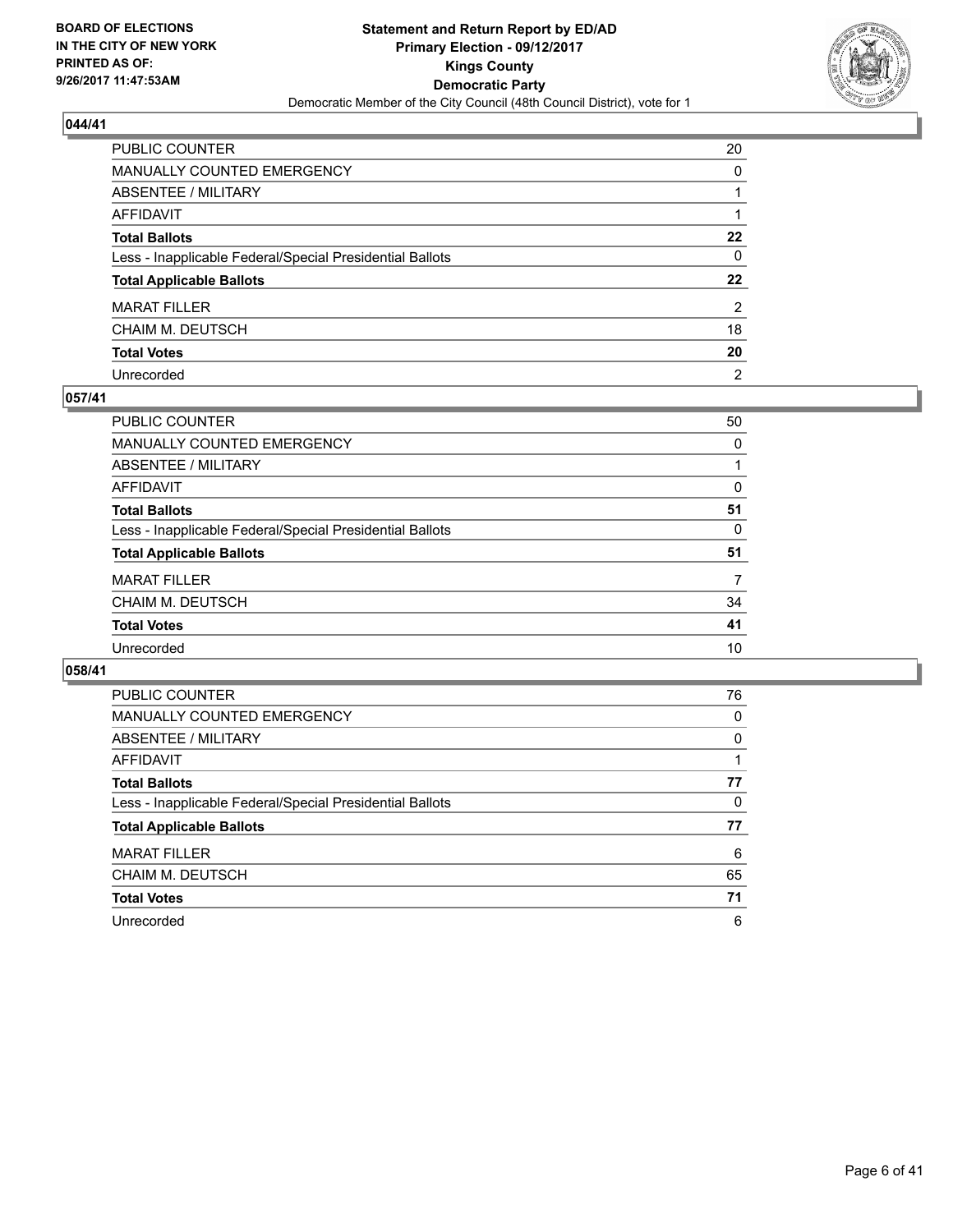BOARD OF ELECTIONS
IN THE CITY OF NEW YORK
PRINTED AS OF:
9/26/2017 11:47:53AM

**Statement and Return Report by ED/AD**
**Primary Election - 09/12/2017**
**Kings County**
**Democratic Party**
Democratic Member of the City Council (48th Council District), vote for 1

## 044/41

| | |
|---|---|
| PUBLIC COUNTER | 20 |
| MANUALLY COUNTED EMERGENCY | 0 |
| ABSENTEE / MILITARY | 1 |
| AFFIDAVIT | 1 |
| **Total Ballots** | **22** |
| Less - Inapplicable Federal/Special Presidential Ballots | 0 |
| **Total Applicable Ballots** | **22** |
| MARAT FILLER | 2 |
| CHAIM M. DEUTSCH | 18 |
| **Total Votes** | **20** |
| Unrecorded | 2 |

## 057/41

| | |
|---|---|
| PUBLIC COUNTER | 50 |
| MANUALLY COUNTED EMERGENCY | 0 |
| ABSENTEE / MILITARY | 1 |
| AFFIDAVIT | 0 |
| **Total Ballots** | **51** |
| Less - Inapplicable Federal/Special Presidential Ballots | 0 |
| **Total Applicable Ballots** | **51** |
| MARAT FILLER | 7 |
| CHAIM M. DEUTSCH | 34 |
| **Total Votes** | **41** |
| Unrecorded | 10 |

## 058/41

| | |
|---|---|
| PUBLIC COUNTER | 76 |
| MANUALLY COUNTED EMERGENCY | 0 |
| ABSENTEE / MILITARY | 0 |
| AFFIDAVIT | 1 |
| **Total Ballots** | **77** |
| Less - Inapplicable Federal/Special Presidential Ballots | 0 |
| **Total Applicable Ballots** | **77** |
| MARAT FILLER | 6 |
| CHAIM M. DEUTSCH | 65 |
| **Total Votes** | **71** |
| Unrecorded | 6 |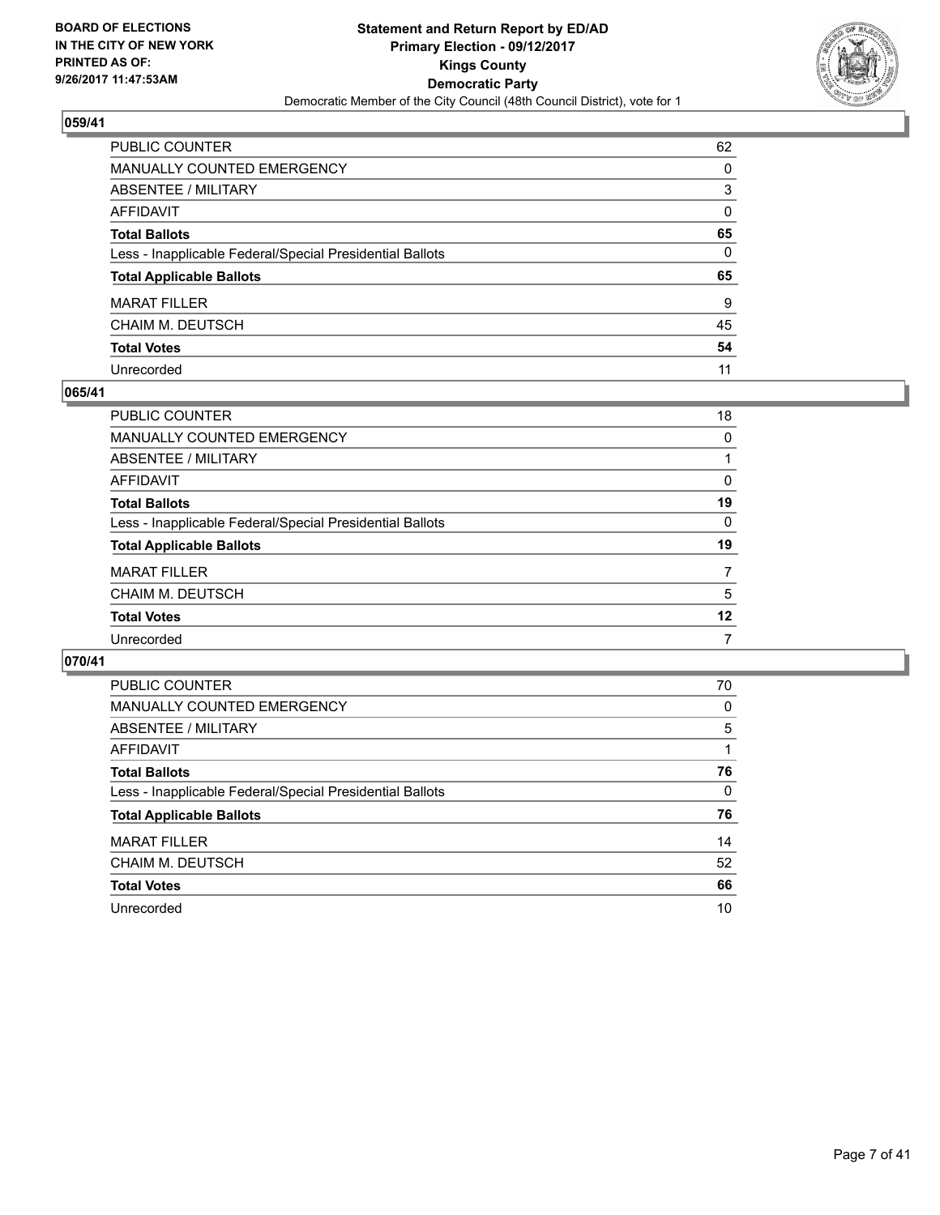**BOARD OF ELECTIONS IN THE CITY OF NEW YORK PRINTED AS OF: 9/26/2017 11:47:53AM**

**Statement and Return Report by ED/AD Primary Election - 09/12/2017 Kings County Democratic Party**

Democratic Member of the City Council (48th Council District), vote for 1

## 059/41

| | |
|---|---|
| PUBLIC COUNTER | 62 |
| MANUALLY COUNTED EMERGENCY | 0 |
| ABSENTEE / MILITARY | 3 |
| AFFIDAVIT | 0 |
| **Total Ballots** | **65** |
| Less - Inapplicable Federal/Special Presidential Ballots | 0 |
| **Total Applicable Ballots** | **65** |
| MARAT FILLER | 9 |
| CHAIM M. DEUTSCH | 45 |
| **Total Votes** | **54** |
| Unrecorded | 11 |

## 065/41

| | |
|---|---|
| PUBLIC COUNTER | 18 |
| MANUALLY COUNTED EMERGENCY | 0 |
| ABSENTEE / MILITARY | 1 |
| AFFIDAVIT | 0 |
| **Total Ballots** | **19** |
| Less - Inapplicable Federal/Special Presidential Ballots | 0 |
| **Total Applicable Ballots** | **19** |
| MARAT FILLER | 7 |
| CHAIM M. DEUTSCH | 5 |
| **Total Votes** | **12** |
| Unrecorded | 7 |

## 070/41

| | |
|---|---|
| PUBLIC COUNTER | 70 |
| MANUALLY COUNTED EMERGENCY | 0 |
| ABSENTEE / MILITARY | 5 |
| AFFIDAVIT | 1 |
| **Total Ballots** | **76** |
| Less - Inapplicable Federal/Special Presidential Ballots | 0 |
| **Total Applicable Ballots** | **76** |
| MARAT FILLER | 14 |
| CHAIM M. DEUTSCH | 52 |
| **Total Votes** | **66** |
| Unrecorded | 10 |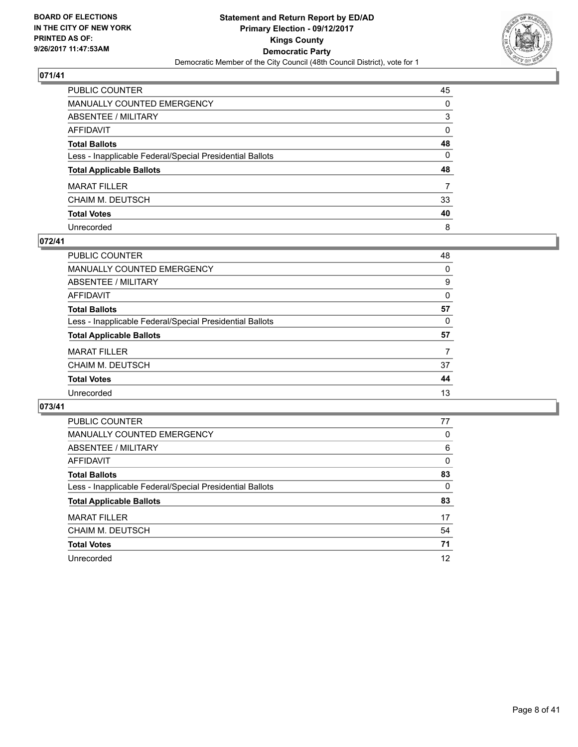**BOARD OF ELECTIONS IN THE CITY OF NEW YORK PRINTED AS OF: 9/26/2017 11:47:53AM**

# Statement and Return Report by ED/AD
## Primary Election - 09/12/2017
## Kings County
## Democratic Party
### Democratic Member of the City Council (48th Council District), vote for 1

## 071/41

| | |
|---|---|
| PUBLIC COUNTER | 45 |
| MANUALLY COUNTED EMERGENCY | 0 |
| ABSENTEE / MILITARY | 3 |
| AFFIDAVIT | 0 |
| **Total Ballots** | **48** |
| Less - Inapplicable Federal/Special Presidential Ballots | 0 |
| **Total Applicable Ballots** | **48** |
| MARAT FILLER | 7 |
| CHAIM M. DEUTSCH | 33 |
| **Total Votes** | **40** |
| Unrecorded | 8 |

## 072/41

| | |
|---|---|
| PUBLIC COUNTER | 48 |
| MANUALLY COUNTED EMERGENCY | 0 |
| ABSENTEE / MILITARY | 9 |
| AFFIDAVIT | 0 |
| **Total Ballots** | **57** |
| Less - Inapplicable Federal/Special Presidential Ballots | 0 |
| **Total Applicable Ballots** | **57** |
| MARAT FILLER | 7 |
| CHAIM M. DEUTSCH | 37 |
| **Total Votes** | **44** |
| Unrecorded | 13 |

## 073/41

| | |
|---|---|
| PUBLIC COUNTER | 77 |
| MANUALLY COUNTED EMERGENCY | 0 |
| ABSENTEE / MILITARY | 6 |
| AFFIDAVIT | 0 |
| **Total Ballots** | **83** |
| Less - Inapplicable Federal/Special Presidential Ballots | 0 |
| **Total Applicable Ballots** | **83** |
| MARAT FILLER | 17 |
| CHAIM M. DEUTSCH | 54 |
| **Total Votes** | **71** |
| Unrecorded | 12 |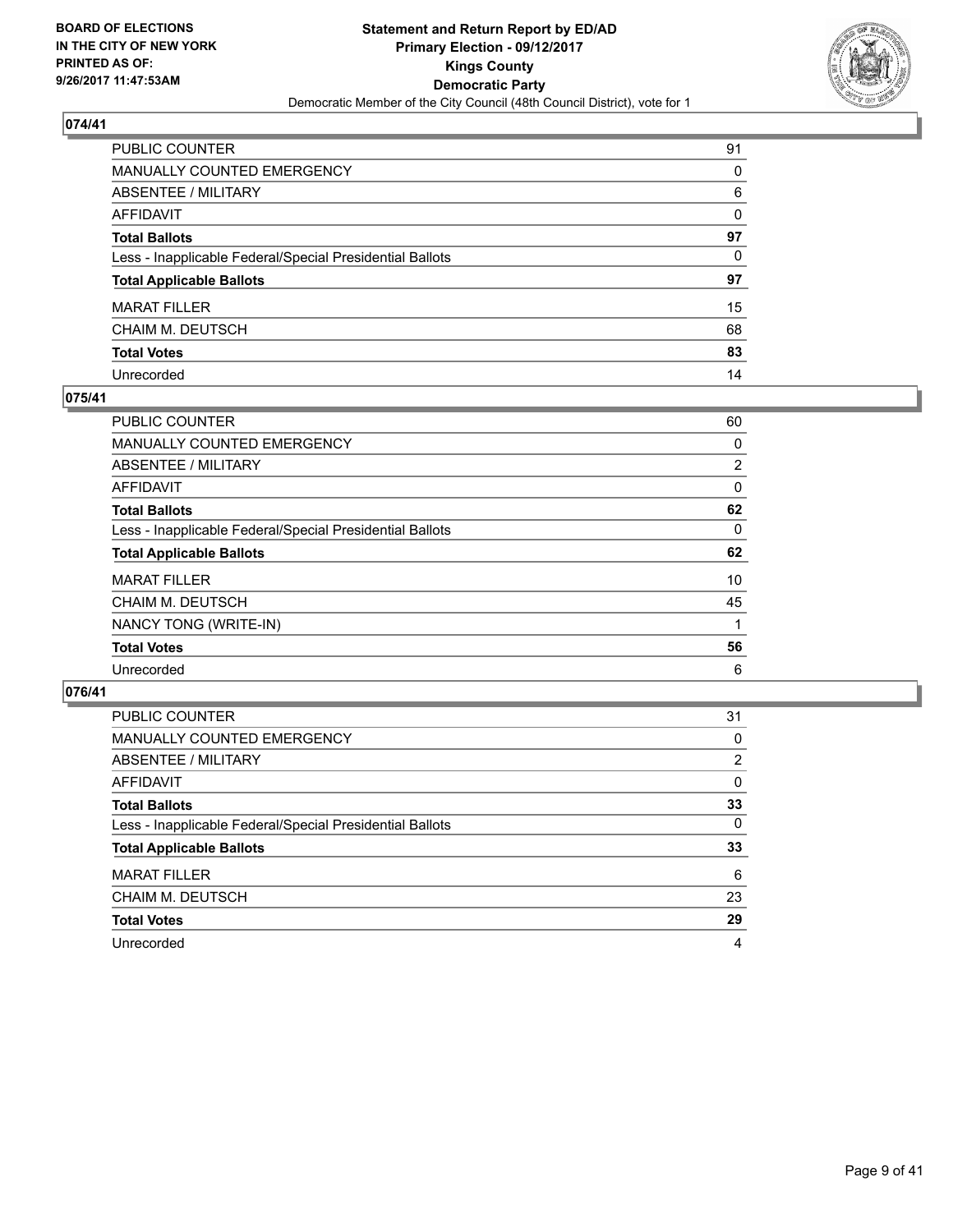**BOARD OF ELECTIONS IN THE CITY OF NEW YORK PRINTED AS OF: 9/26/2017 11:47:53AM**

**Statement and Return Report by ED/AD Primary Election - 09/12/2017 Kings County Democratic Party**

Democratic Member of the City Council (48th Council District), vote for 1

## 074/41

| | |
|---|---|
| PUBLIC COUNTER | 91 |
| MANUALLY COUNTED EMERGENCY | 0 |
| ABSENTEE / MILITARY | 6 |
| AFFIDAVIT | 0 |
| **Total Ballots** | **97** |
| Less - Inapplicable Federal/Special Presidential Ballots | 0 |
| **Total Applicable Ballots** | **97** |
| MARAT FILLER | 15 |
| CHAIM M. DEUTSCH | 68 |
| **Total Votes** | **83** |
| Unrecorded | 14 |

## 075/41

| | |
|---|---|
| PUBLIC COUNTER | 60 |
| MANUALLY COUNTED EMERGENCY | 0 |
| ABSENTEE / MILITARY | 2 |
| AFFIDAVIT | 0 |
| **Total Ballots** | **62** |
| Less - Inapplicable Federal/Special Presidential Ballots | 0 |
| **Total Applicable Ballots** | **62** |
| MARAT FILLER | 10 |
| CHAIM M. DEUTSCH | 45 |
| NANCY TONG (WRITE-IN) | 1 |
| **Total Votes** | **56** |
| Unrecorded | 6 |

## 076/41

| | |
|---|---|
| PUBLIC COUNTER | 31 |
| MANUALLY COUNTED EMERGENCY | 0 |
| ABSENTEE / MILITARY | 2 |
| AFFIDAVIT | 0 |
| **Total Ballots** | **33** |
| Less - Inapplicable Federal/Special Presidential Ballots | 0 |
| **Total Applicable Ballots** | **33** |
| MARAT FILLER | 6 |
| CHAIM M. DEUTSCH | 23 |
| **Total Votes** | **29** |
| Unrecorded | 4 |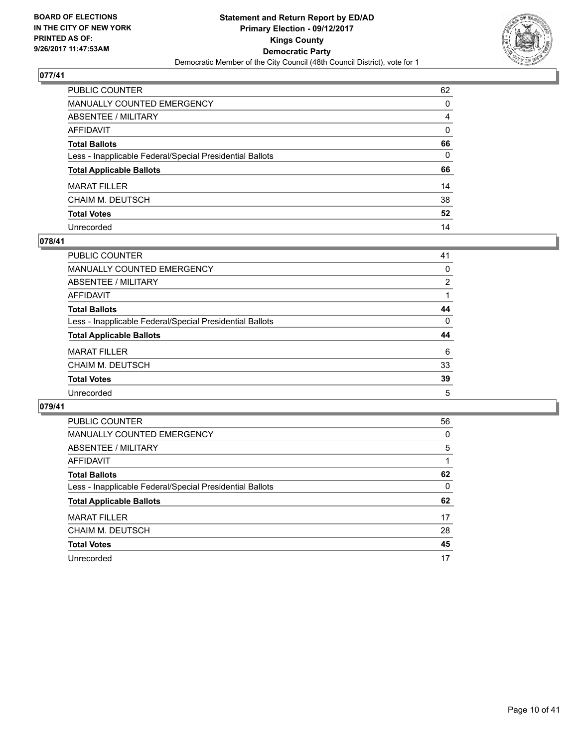BOARD OF ELECTIONS
IN THE CITY OF NEW YORK
PRINTED AS OF:
9/26/2017 11:47:53AM

**Statement and Return Report by ED/AD**
**Primary Election - 09/12/2017**
**Kings County**
**Democratic Party**
Democratic Member of the City Council (48th Council District), vote for 1

## 077/41

| | |
|---|---|
| PUBLIC COUNTER | 62 |
| MANUALLY COUNTED EMERGENCY | 0 |
| ABSENTEE / MILITARY | 4 |
| AFFIDAVIT | 0 |
| **Total Ballots** | **66** |
| Less - Inapplicable Federal/Special Presidential Ballots | 0 |
| **Total Applicable Ballots** | **66** |
| MARAT FILLER | 14 |
| CHAIM M. DEUTSCH | 38 |
| **Total Votes** | **52** |
| Unrecorded | 14 |

## 078/41

| | |
|---|---|
| PUBLIC COUNTER | 41 |
| MANUALLY COUNTED EMERGENCY | 0 |
| ABSENTEE / MILITARY | 2 |
| AFFIDAVIT | 1 |
| **Total Ballots** | **44** |
| Less - Inapplicable Federal/Special Presidential Ballots | 0 |
| **Total Applicable Ballots** | **44** |
| MARAT FILLER | 6 |
| CHAIM M. DEUTSCH | 33 |
| **Total Votes** | **39** |
| Unrecorded | 5 |

## 079/41

| | |
|---|---|
| PUBLIC COUNTER | 56 |
| MANUALLY COUNTED EMERGENCY | 0 |
| ABSENTEE / MILITARY | 5 |
| AFFIDAVIT | 1 |
| **Total Ballots** | **62** |
| Less - Inapplicable Federal/Special Presidential Ballots | 0 |
| **Total Applicable Ballots** | **62** |
| MARAT FILLER | 17 |
| CHAIM M. DEUTSCH | 28 |
| **Total Votes** | **45** |
| Unrecorded | 17 |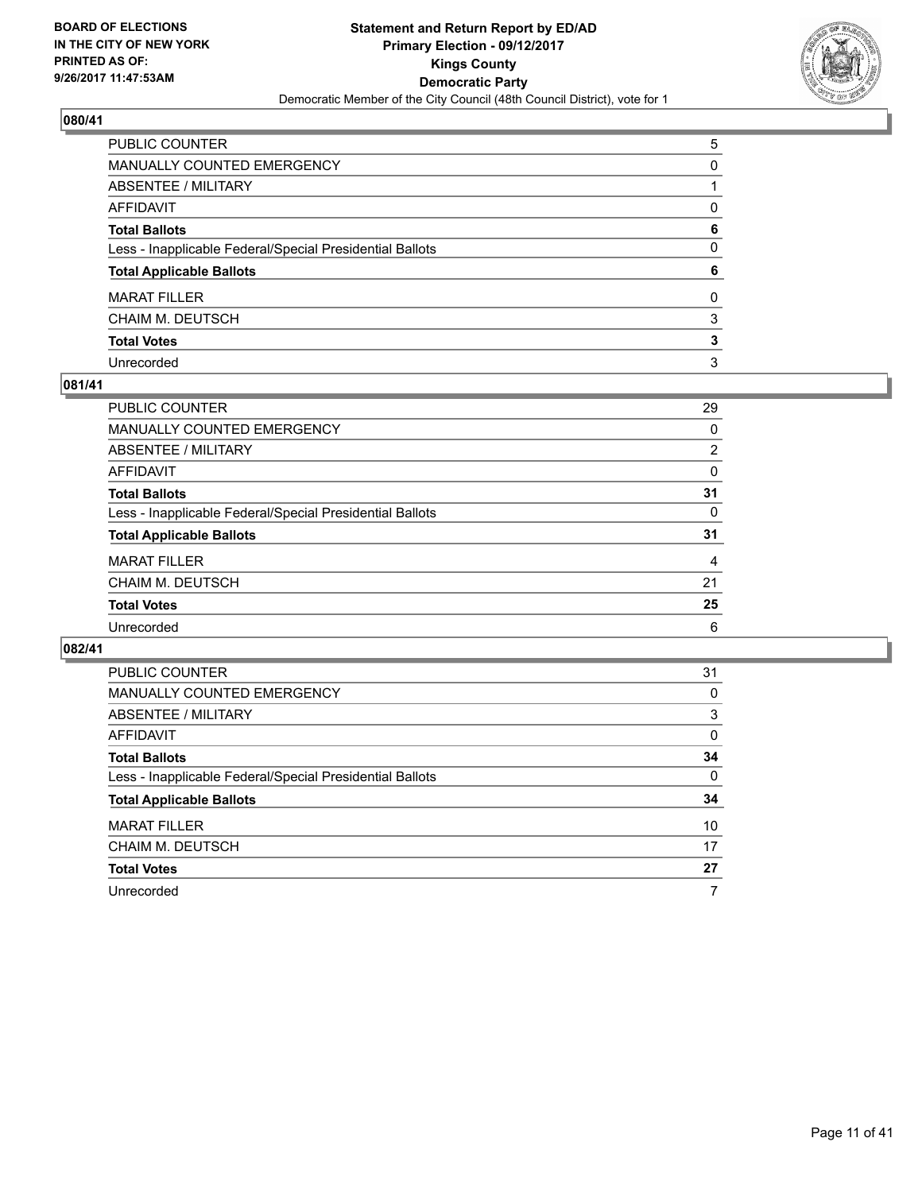**BOARD OF ELECTIONS IN THE CITY OF NEW YORK PRINTED AS OF: 9/26/2017 11:47:53AM**

**Statement and Return Report by ED/AD**
**Primary Election - 09/12/2017**
**Kings County**
**Democratic Party**
Democratic Member of the City Council (48th Council District), vote for 1

## 080/41

| | |
|---|---|
| PUBLIC COUNTER | 5 |
| MANUALLY COUNTED EMERGENCY | 0 |
| ABSENTEE / MILITARY | 1 |
| AFFIDAVIT | 0 |
| **Total Ballots** | **6** |
| Less - Inapplicable Federal/Special Presidential Ballots | 0 |
| **Total Applicable Ballots** | **6** |
| MARAT FILLER | 0 |
| CHAIM M. DEUTSCH | 3 |
| **Total Votes** | **3** |
| Unrecorded | 3 |

## 081/41

| | |
|---|---|
| PUBLIC COUNTER | 29 |
| MANUALLY COUNTED EMERGENCY | 0 |
| ABSENTEE / MILITARY | 2 |
| AFFIDAVIT | 0 |
| **Total Ballots** | **31** |
| Less - Inapplicable Federal/Special Presidential Ballots | 0 |
| **Total Applicable Ballots** | **31** |
| MARAT FILLER | 4 |
| CHAIM M. DEUTSCH | 21 |
| **Total Votes** | **25** |
| Unrecorded | 6 |

## 082/41

| | |
|---|---|
| PUBLIC COUNTER | 31 |
| MANUALLY COUNTED EMERGENCY | 0 |
| ABSENTEE / MILITARY | 3 |
| AFFIDAVIT | 0 |
| **Total Ballots** | **34** |
| Less - Inapplicable Federal/Special Presidential Ballots | 0 |
| **Total Applicable Ballots** | **34** |
| MARAT FILLER | 10 |
| CHAIM M. DEUTSCH | 17 |
| **Total Votes** | **27** |
| Unrecorded | 7 |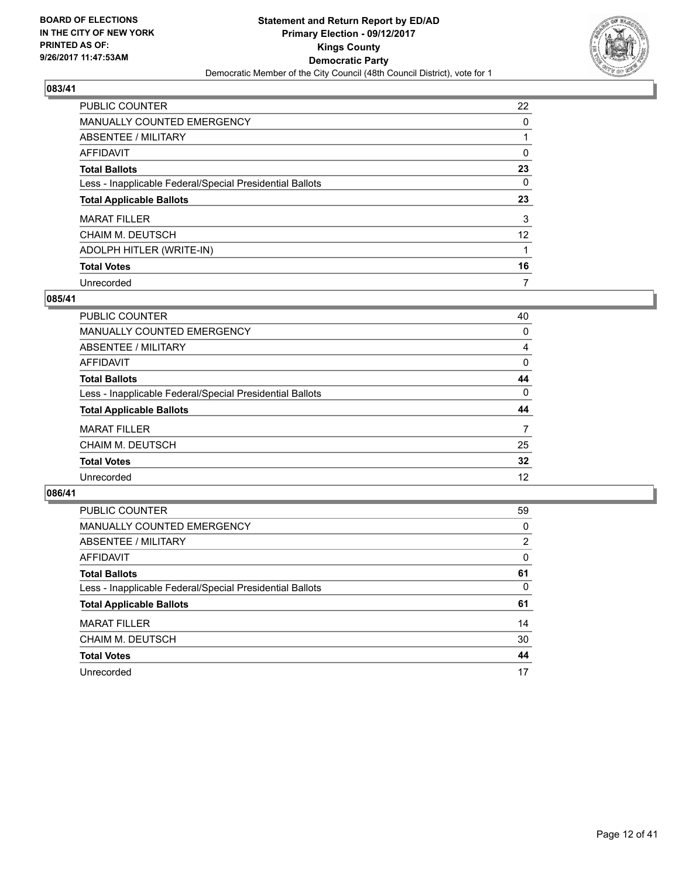BOARD OF ELECTIONS
IN THE CITY OF NEW YORK
PRINTED AS OF:
9/26/2017 11:47:53AM

**Statement and Return Report by ED/AD**
**Primary Election - 09/12/2017**
**Kings County**
**Democratic Party**
Democratic Member of the City Council (48th Council District), vote for 1

## 083/41

| | |
|---|---|
| PUBLIC COUNTER | 22 |
| MANUALLY COUNTED EMERGENCY | 0 |
| ABSENTEE / MILITARY | 1 |
| AFFIDAVIT | 0 |
| **Total Ballots** | **23** |
| Less - Inapplicable Federal/Special Presidential Ballots | 0 |
| **Total Applicable Ballots** | **23** |
| MARAT FILLER | 3 |
| CHAIM M. DEUTSCH | 12 |
| ADOLPH HITLER (WRITE-IN) | 1 |
| **Total Votes** | **16** |
| Unrecorded | 7 |

## 085/41

| | |
|---|---|
| PUBLIC COUNTER | 40 |
| MANUALLY COUNTED EMERGENCY | 0 |
| ABSENTEE / MILITARY | 4 |
| AFFIDAVIT | 0 |
| **Total Ballots** | **44** |
| Less - Inapplicable Federal/Special Presidential Ballots | 0 |
| **Total Applicable Ballots** | **44** |
| MARAT FILLER | 7 |
| CHAIM M. DEUTSCH | 25 |
| **Total Votes** | **32** |
| Unrecorded | 12 |

## 086/41

| | |
|---|---|
| PUBLIC COUNTER | 59 |
| MANUALLY COUNTED EMERGENCY | 0 |
| ABSENTEE / MILITARY | 2 |
| AFFIDAVIT | 0 |
| **Total Ballots** | **61** |
| Less - Inapplicable Federal/Special Presidential Ballots | 0 |
| **Total Applicable Ballots** | **61** |
| MARAT FILLER | 14 |
| CHAIM M. DEUTSCH | 30 |
| **Total Votes** | **44** |
| Unrecorded | 17 |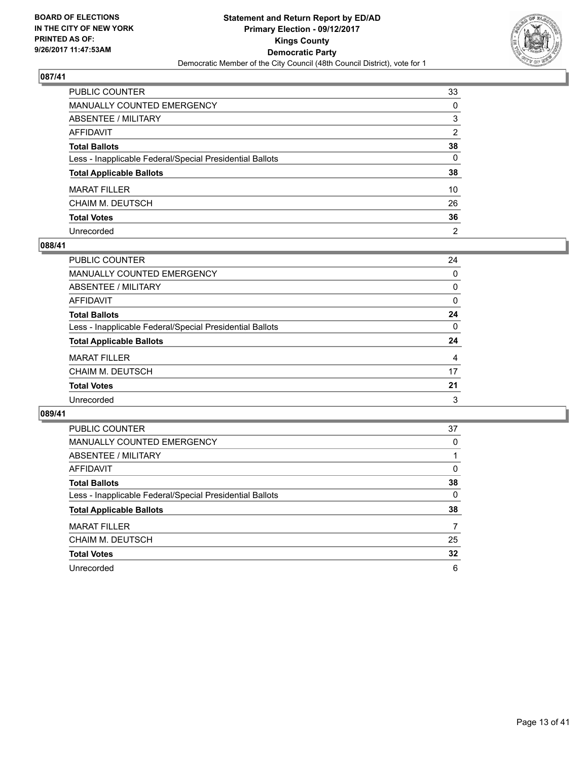BOARD OF ELECTIONS
IN THE CITY OF NEW YORK
PRINTED AS OF:
9/26/2017 11:47:53AM

**Statement and Return Report by ED/AD**
**Primary Election - 09/12/2017**
**Kings County**
**Democratic Party**
Democratic Member of the City Council (48th Council District), vote for 1

### 087/41

| | |
|---|---|
| PUBLIC COUNTER | 33 |
| MANUALLY COUNTED EMERGENCY | 0 |
| ABSENTEE / MILITARY | 3 |
| AFFIDAVIT | 2 |
| **Total Ballots** | **38** |
| Less - Inapplicable Federal/Special Presidential Ballots | 0 |
| **Total Applicable Ballots** | **38** |
| MARAT FILLER | 10 |
| CHAIM M. DEUTSCH | 26 |
| **Total Votes** | **36** |
| Unrecorded | 2 |

### 088/41

| | |
|---|---|
| PUBLIC COUNTER | 24 |
| MANUALLY COUNTED EMERGENCY | 0 |
| ABSENTEE / MILITARY | 0 |
| AFFIDAVIT | 0 |
| **Total Ballots** | **24** |
| Less - Inapplicable Federal/Special Presidential Ballots | 0 |
| **Total Applicable Ballots** | **24** |
| MARAT FILLER | 4 |
| CHAIM M. DEUTSCH | 17 |
| **Total Votes** | **21** |
| Unrecorded | 3 |

### 089/41

| | |
|---|---|
| PUBLIC COUNTER | 37 |
| MANUALLY COUNTED EMERGENCY | 0 |
| ABSENTEE / MILITARY | 1 |
| AFFIDAVIT | 0 |
| **Total Ballots** | **38** |
| Less - Inapplicable Federal/Special Presidential Ballots | 0 |
| **Total Applicable Ballots** | **38** |
| MARAT FILLER | 7 |
| CHAIM M. DEUTSCH | 25 |
| **Total Votes** | **32** |
| Unrecorded | 6 |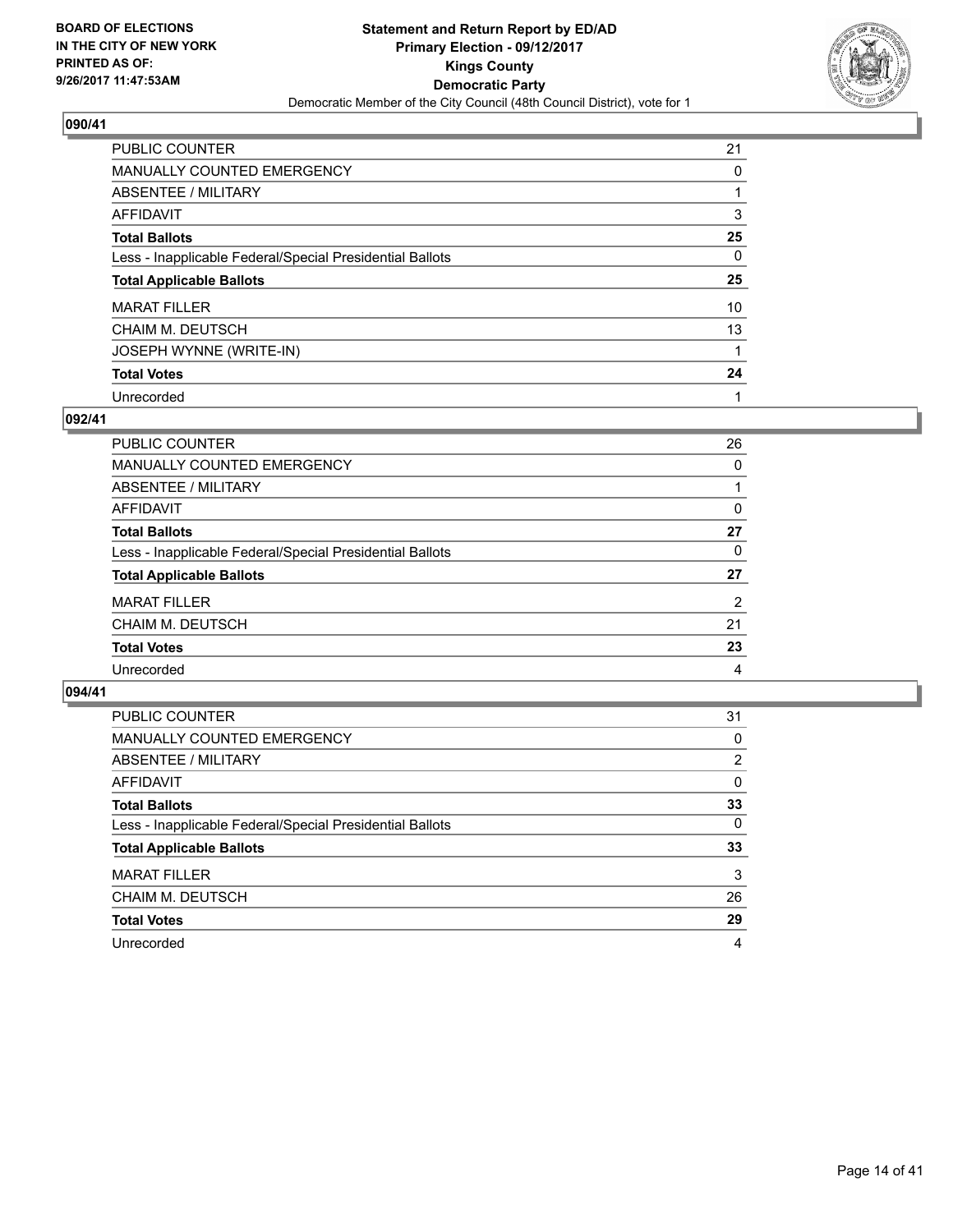**BOARD OF ELECTIONS IN THE CITY OF NEW YORK PRINTED AS OF: 9/26/2017 11:47:53AM**

**Statement and Return Report by ED/AD**
**Primary Election - 09/12/2017**
**Kings County**
**Democratic Party**
Democratic Member of the City Council (48th Council District), vote for 1

## 090/41

| | |
|---|---|
| PUBLIC COUNTER | 21 |
| MANUALLY COUNTED EMERGENCY | 0 |
| ABSENTEE / MILITARY | 1 |
| AFFIDAVIT | 3 |
| **Total Ballots** | **25** |
| Less - Inapplicable Federal/Special Presidential Ballots | 0 |
| **Total Applicable Ballots** | **25** |
| MARAT FILLER | 10 |
| CHAIM M. DEUTSCH | 13 |
| JOSEPH WYNNE (WRITE-IN) | 1 |
| **Total Votes** | **24** |
| Unrecorded | 1 |

## 092/41

| | |
|---|---|
| PUBLIC COUNTER | 26 |
| MANUALLY COUNTED EMERGENCY | 0 |
| ABSENTEE / MILITARY | 1 |
| AFFIDAVIT | 0 |
| **Total Ballots** | **27** |
| Less - Inapplicable Federal/Special Presidential Ballots | 0 |
| **Total Applicable Ballots** | **27** |
| MARAT FILLER | 2 |
| CHAIM M. DEUTSCH | 21 |
| **Total Votes** | **23** |
| Unrecorded | 4 |

## 094/41

| | |
|---|---|
| PUBLIC COUNTER | 31 |
| MANUALLY COUNTED EMERGENCY | 0 |
| ABSENTEE / MILITARY | 2 |
| AFFIDAVIT | 0 |
| **Total Ballots** | **33** |
| Less - Inapplicable Federal/Special Presidential Ballots | 0 |
| **Total Applicable Ballots** | **33** |
| MARAT FILLER | 3 |
| CHAIM M. DEUTSCH | 26 |
| **Total Votes** | **29** |
| Unrecorded | 4 |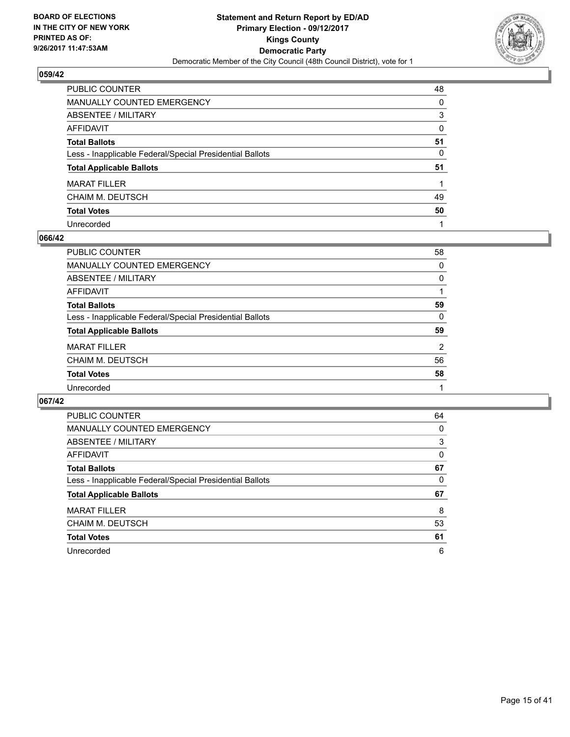**BOARD OF ELECTIONS IN THE CITY OF NEW YORK PRINTED AS OF: 9/26/2017 11:47:53AM**

**Statement and Return Report by ED/AD Primary Election - 09/12/2017 Kings County Democratic Party**

Democratic Member of the City Council (48th Council District), vote for 1

## 059/42

| | |
|---|---|
| PUBLIC COUNTER | 48 |
| MANUALLY COUNTED EMERGENCY | 0 |
| ABSENTEE / MILITARY | 3 |
| AFFIDAVIT | 0 |
| **Total Ballots** | **51** |
| Less - Inapplicable Federal/Special Presidential Ballots | 0 |
| **Total Applicable Ballots** | **51** |
| MARAT FILLER | 1 |
| CHAIM M. DEUTSCH | 49 |
| **Total Votes** | **50** |
| Unrecorded | 1 |

## 066/42

| | |
|---|---|
| PUBLIC COUNTER | 58 |
| MANUALLY COUNTED EMERGENCY | 0 |
| ABSENTEE / MILITARY | 0 |
| AFFIDAVIT | 1 |
| **Total Ballots** | **59** |
| Less - Inapplicable Federal/Special Presidential Ballots | 0 |
| **Total Applicable Ballots** | **59** |
| MARAT FILLER | 2 |
| CHAIM M. DEUTSCH | 56 |
| **Total Votes** | **58** |
| Unrecorded | 1 |

## 067/42

| | |
|---|---|
| PUBLIC COUNTER | 64 |
| MANUALLY COUNTED EMERGENCY | 0 |
| ABSENTEE / MILITARY | 3 |
| AFFIDAVIT | 0 |
| **Total Ballots** | **67** |
| Less - Inapplicable Federal/Special Presidential Ballots | 0 |
| **Total Applicable Ballots** | **67** |
| MARAT FILLER | 8 |
| CHAIM M. DEUTSCH | 53 |
| **Total Votes** | **61** |
| Unrecorded | 6 |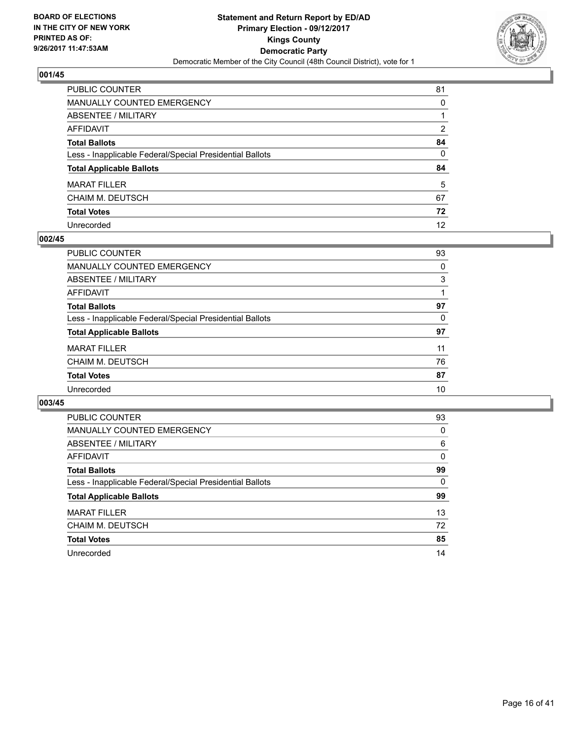BOARD OF ELECTIONS
IN THE CITY OF NEW YORK
PRINTED AS OF:
9/26/2017 11:47:53AM

**Statement and Return Report by ED/AD**
**Primary Election - 09/12/2017**
**Kings County**
**Democratic Party**
Democratic Member of the City Council (48th Council District), vote for 1

### 001/45

| | |
|---|---|
| PUBLIC COUNTER | 81 |
| MANUALLY COUNTED EMERGENCY | 0 |
| ABSENTEE / MILITARY | 1 |
| AFFIDAVIT | 2 |
| **Total Ballots** | **84** |
| Less - Inapplicable Federal/Special Presidential Ballots | 0 |
| **Total Applicable Ballots** | **84** |
| MARAT FILLER | 5 |
| CHAIM M. DEUTSCH | 67 |
| **Total Votes** | **72** |
| Unrecorded | 12 |

### 002/45

| | |
|---|---|
| PUBLIC COUNTER | 93 |
| MANUALLY COUNTED EMERGENCY | 0 |
| ABSENTEE / MILITARY | 3 |
| AFFIDAVIT | 1 |
| **Total Ballots** | **97** |
| Less - Inapplicable Federal/Special Presidential Ballots | 0 |
| **Total Applicable Ballots** | **97** |
| MARAT FILLER | 11 |
| CHAIM M. DEUTSCH | 76 |
| **Total Votes** | **87** |
| Unrecorded | 10 |

### 003/45

| | |
|---|---|
| PUBLIC COUNTER | 93 |
| MANUALLY COUNTED EMERGENCY | 0 |
| ABSENTEE / MILITARY | 6 |
| AFFIDAVIT | 0 |
| **Total Ballots** | **99** |
| Less - Inapplicable Federal/Special Presidential Ballots | 0 |
| **Total Applicable Ballots** | **99** |
| MARAT FILLER | 13 |
| CHAIM M. DEUTSCH | 72 |
| **Total Votes** | **85** |
| Unrecorded | 14 |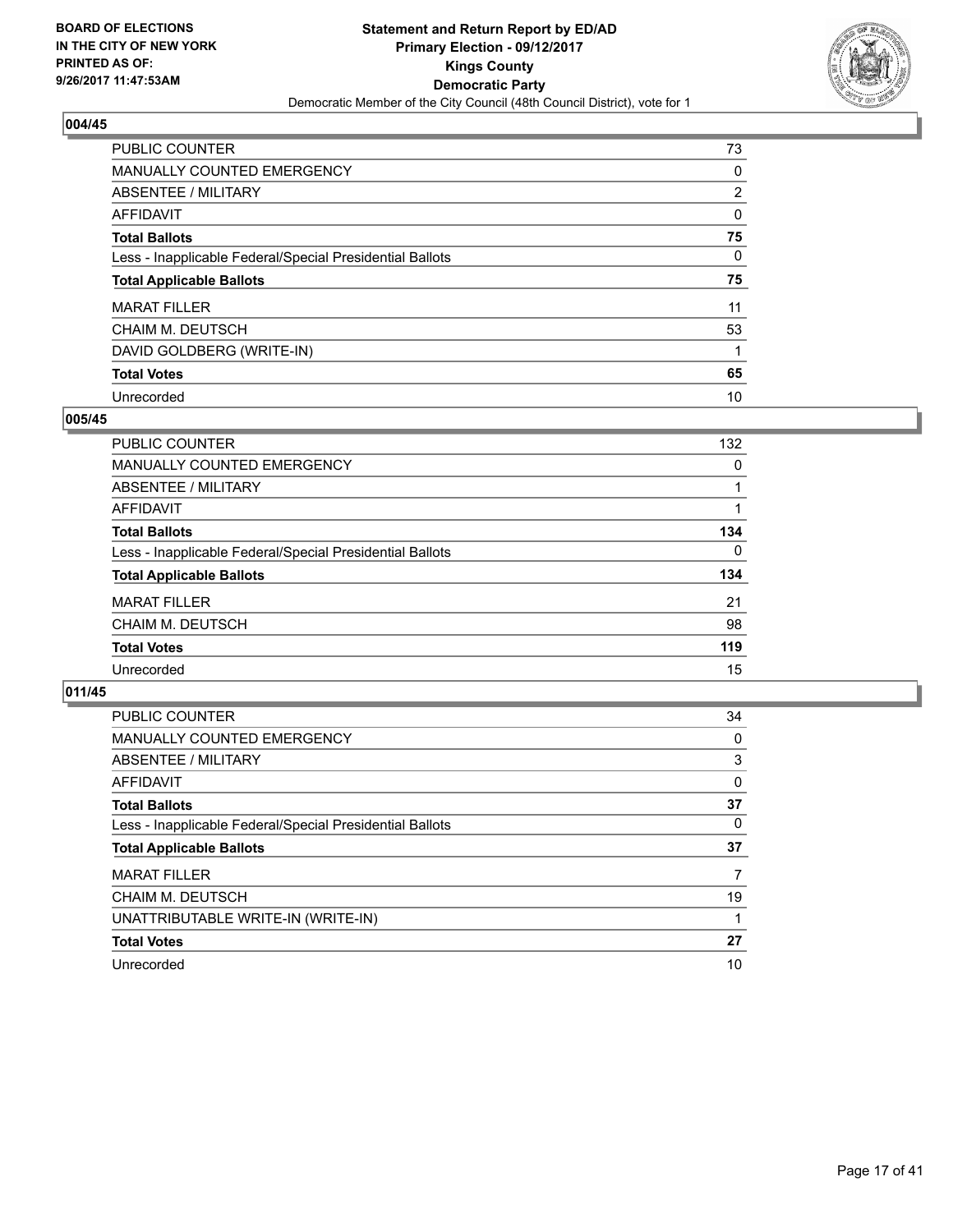### 004/45

| | |
|---|---|
| PUBLIC COUNTER | 73 |
| MANUALLY COUNTED EMERGENCY | 0 |
| ABSENTEE / MILITARY | 2 |
| AFFIDAVIT | 0 |
| **Total Ballots** | **75** |
| Less - Inapplicable Federal/Special Presidential Ballots | 0 |
| **Total Applicable Ballots** | **75** |
| MARAT FILLER | 11 |
| CHAIM M. DEUTSCH | 53 |
| DAVID GOLDBERG (WRITE-IN) | 1 |
| **Total Votes** | **65** |
| Unrecorded | 10 |

### 005/45

| | |
|---|---|
| PUBLIC COUNTER | 132 |
| MANUALLY COUNTED EMERGENCY | 0 |
| ABSENTEE / MILITARY | 1 |
| AFFIDAVIT | 1 |
| **Total Ballots** | **134** |
| Less - Inapplicable Federal/Special Presidential Ballots | 0 |
| **Total Applicable Ballots** | **134** |
| MARAT FILLER | 21 |
| CHAIM M. DEUTSCH | 98 |
| **Total Votes** | **119** |
| Unrecorded | 15 |

### 011/45

| | |
|---|---|
| PUBLIC COUNTER | 34 |
| MANUALLY COUNTED EMERGENCY | 0 |
| ABSENTEE / MILITARY | 3 |
| AFFIDAVIT | 0 |
| **Total Ballots** | **37** |
| Less - Inapplicable Federal/Special Presidential Ballots | 0 |
| **Total Applicable Ballots** | **37** |
| MARAT FILLER | 7 |
| CHAIM M. DEUTSCH | 19 |
| UNATTRIBUTABLE WRITE-IN (WRITE-IN) | 1 |
| **Total Votes** | **27** |
| Unrecorded | 10 |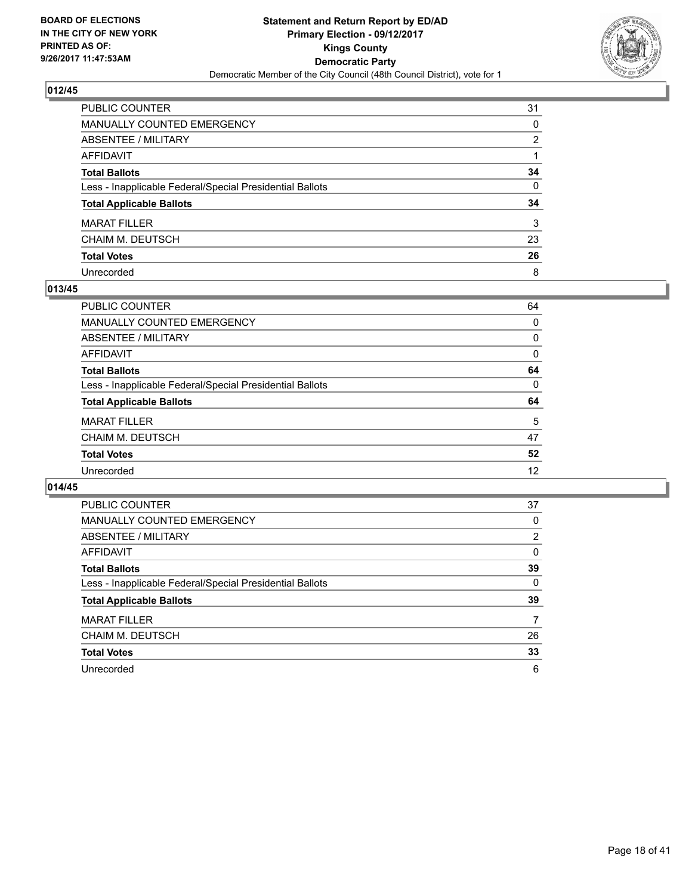## 012/45

| | |
|---|---|
| PUBLIC COUNTER | 31 |
| MANUALLY COUNTED EMERGENCY | 0 |
| ABSENTEE / MILITARY | 2 |
| AFFIDAVIT | 1 |
| **Total Ballots** | **34** |
| Less - Inapplicable Federal/Special Presidential Ballots | 0 |
| **Total Applicable Ballots** | **34** |
| MARAT FILLER | 3 |
| CHAIM M. DEUTSCH | 23 |
| **Total Votes** | **26** |
| Unrecorded | 8 |

## 013/45

| | |
|---|---|
| PUBLIC COUNTER | 64 |
| MANUALLY COUNTED EMERGENCY | 0 |
| ABSENTEE / MILITARY | 0 |
| AFFIDAVIT | 0 |
| **Total Ballots** | **64** |
| Less - Inapplicable Federal/Special Presidential Ballots | 0 |
| **Total Applicable Ballots** | **64** |
| MARAT FILLER | 5 |
| CHAIM M. DEUTSCH | 47 |
| **Total Votes** | **52** |
| Unrecorded | 12 |

## 014/45

| | |
|---|---|
| PUBLIC COUNTER | 37 |
| MANUALLY COUNTED EMERGENCY | 0 |
| ABSENTEE / MILITARY | 2 |
| AFFIDAVIT | 0 |
| **Total Ballots** | **39** |
| Less - Inapplicable Federal/Special Presidential Ballots | 0 |
| **Total Applicable Ballots** | **39** |
| MARAT FILLER | 7 |
| CHAIM M. DEUTSCH | 26 |
| **Total Votes** | **33** |
| Unrecorded | 6 |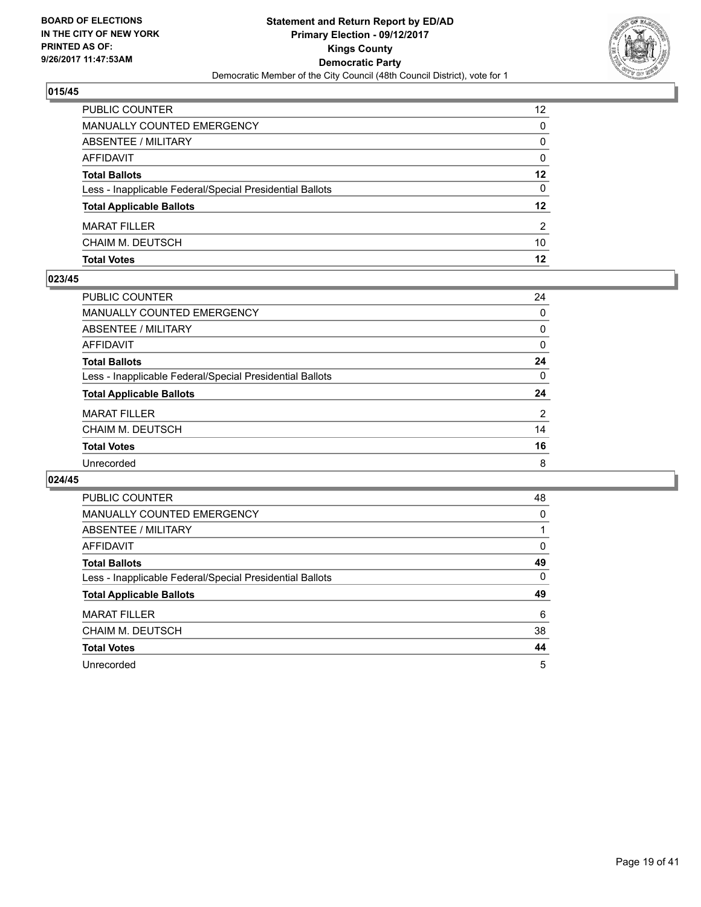**BOARD OF ELECTIONS IN THE CITY OF NEW YORK PRINTED AS OF: 9/26/2017 11:47:53AM**

# Statement and Return Report by ED/AD
## Primary Election - 09/12/2017
## Kings County
## Democratic Party
Democratic Member of the City Council (48th Council District), vote for 1

### 015/45

| | |
|---|---|
| PUBLIC COUNTER | 12 |
| MANUALLY COUNTED EMERGENCY | 0 |
| ABSENTEE / MILITARY | 0 |
| AFFIDAVIT | 0 |
| **Total Ballots** | **12** |
| Less - Inapplicable Federal/Special Presidential Ballots | 0 |
| **Total Applicable Ballots** | **12** |
| MARAT FILLER | 2 |
| CHAIM M. DEUTSCH | 10 |
| **Total Votes** | **12** |

### 023/45

| | |
|---|---|
| PUBLIC COUNTER | 24 |
| MANUALLY COUNTED EMERGENCY | 0 |
| ABSENTEE / MILITARY | 0 |
| AFFIDAVIT | 0 |
| **Total Ballots** | **24** |
| Less - Inapplicable Federal/Special Presidential Ballots | 0 |
| **Total Applicable Ballots** | **24** |
| MARAT FILLER | 2 |
| CHAIM M. DEUTSCH | 14 |
| **Total Votes** | **16** |
| Unrecorded | 8 |

### 024/45

| | |
|---|---|
| PUBLIC COUNTER | 48 |
| MANUALLY COUNTED EMERGENCY | 0 |
| ABSENTEE / MILITARY | 1 |
| AFFIDAVIT | 0 |
| **Total Ballots** | **49** |
| Less - Inapplicable Federal/Special Presidential Ballots | 0 |
| **Total Applicable Ballots** | **49** |
| MARAT FILLER | 6 |
| CHAIM M. DEUTSCH | 38 |
| **Total Votes** | **44** |
| Unrecorded | 5 |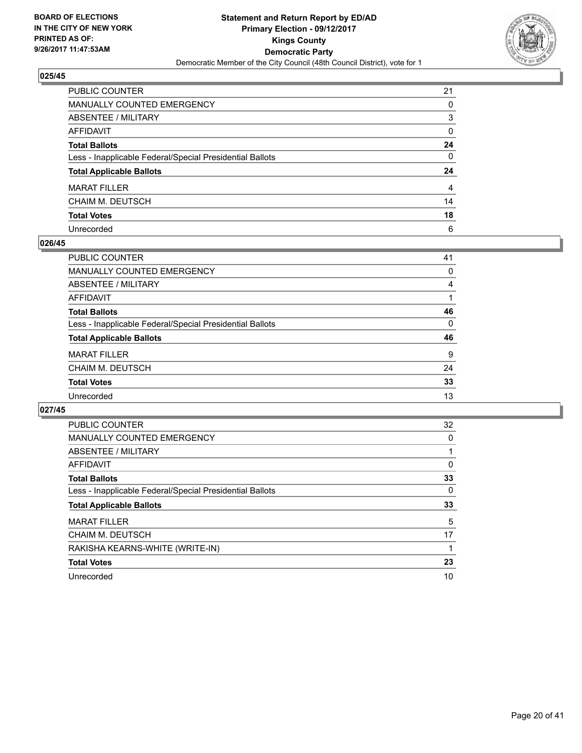## 025/45

| | |
|---|---|
| PUBLIC COUNTER | 21 |
| MANUALLY COUNTED EMERGENCY | 0 |
| ABSENTEE / MILITARY | 3 |
| AFFIDAVIT | 0 |
| **Total Ballots** | **24** |
| Less - Inapplicable Federal/Special Presidential Ballots | 0 |
| **Total Applicable Ballots** | **24** |
| MARAT FILLER | 4 |
| CHAIM M. DEUTSCH | 14 |
| **Total Votes** | **18** |
| Unrecorded | 6 |

## 026/45

| | |
|---|---|
| PUBLIC COUNTER | 41 |
| MANUALLY COUNTED EMERGENCY | 0 |
| ABSENTEE / MILITARY | 4 |
| AFFIDAVIT | 1 |
| **Total Ballots** | **46** |
| Less - Inapplicable Federal/Special Presidential Ballots | 0 |
| **Total Applicable Ballots** | **46** |
| MARAT FILLER | 9 |
| CHAIM M. DEUTSCH | 24 |
| **Total Votes** | **33** |
| Unrecorded | 13 |

## 027/45

| | |
|---|---|
| PUBLIC COUNTER | 32 |
| MANUALLY COUNTED EMERGENCY | 0 |
| ABSENTEE / MILITARY | 1 |
| AFFIDAVIT | 0 |
| **Total Ballots** | **33** |
| Less - Inapplicable Federal/Special Presidential Ballots | 0 |
| **Total Applicable Ballots** | **33** |
| MARAT FILLER | 5 |
| CHAIM M. DEUTSCH | 17 |
| RAKISHA KEARNS-WHITE (WRITE-IN) | 1 |
| **Total Votes** | **23** |
| Unrecorded | 10 |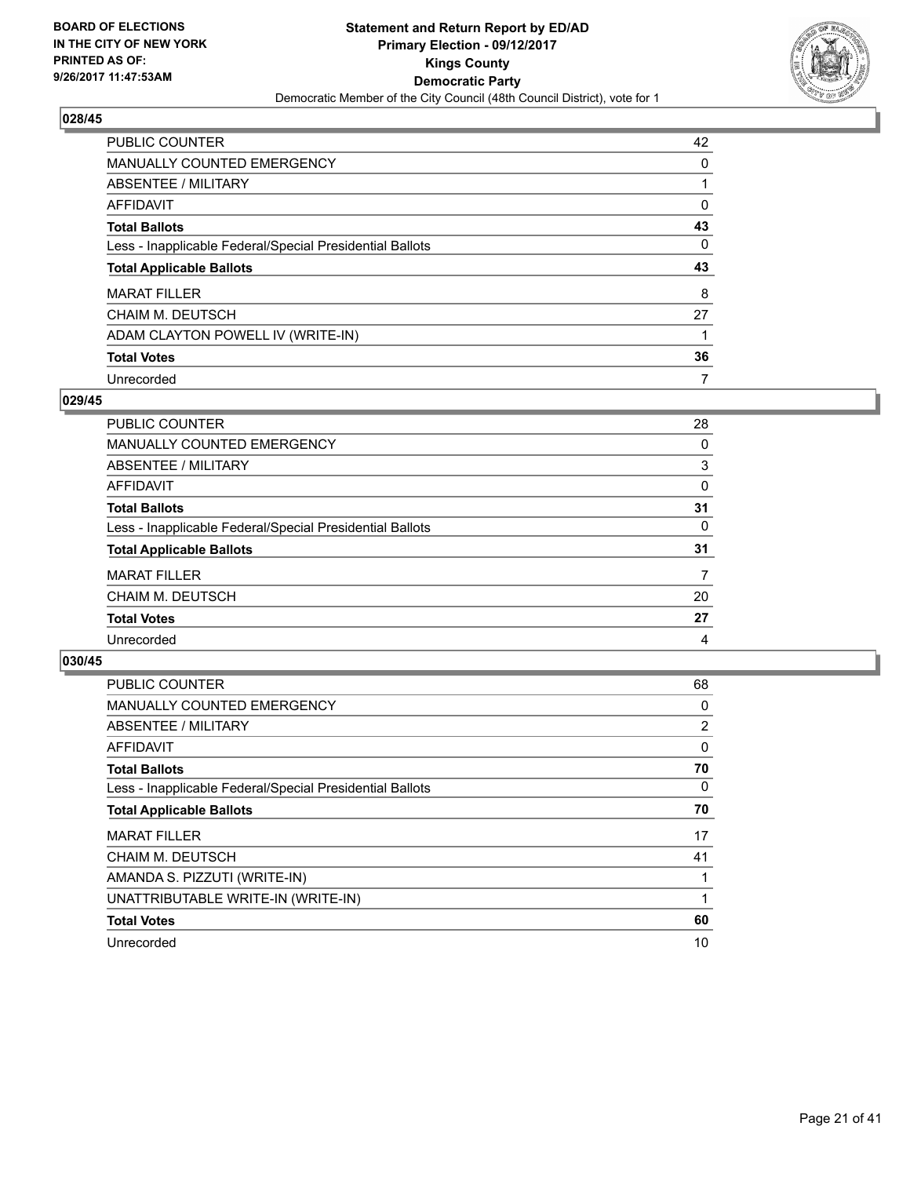BOARD OF ELECTIONS
IN THE CITY OF NEW YORK
PRINTED AS OF:
9/26/2017 11:47:53AM

**Statement and Return Report by ED/AD**
**Primary Election - 09/12/2017**
**Kings County**
**Democratic Party**
Democratic Member of the City Council (48th Council District), vote for 1

### 028/45

| | |
|---|---|
| PUBLIC COUNTER | 42 |
| MANUALLY COUNTED EMERGENCY | 0 |
| ABSENTEE / MILITARY | 1 |
| AFFIDAVIT | 0 |
| **Total Ballots** | **43** |
| Less - Inapplicable Federal/Special Presidential Ballots | 0 |
| **Total Applicable Ballots** | **43** |
| MARAT FILLER | 8 |
| CHAIM M. DEUTSCH | 27 |
| ADAM CLAYTON POWELL IV (WRITE-IN) | 1 |
| **Total Votes** | **36** |
| Unrecorded | 7 |

### 029/45

| | |
|---|---|
| PUBLIC COUNTER | 28 |
| MANUALLY COUNTED EMERGENCY | 0 |
| ABSENTEE / MILITARY | 3 |
| AFFIDAVIT | 0 |
| **Total Ballots** | **31** |
| Less - Inapplicable Federal/Special Presidential Ballots | 0 |
| **Total Applicable Ballots** | **31** |
| MARAT FILLER | 7 |
| CHAIM M. DEUTSCH | 20 |
| **Total Votes** | **27** |
| Unrecorded | 4 |

### 030/45

| | |
|---|---|
| PUBLIC COUNTER | 68 |
| MANUALLY COUNTED EMERGENCY | 0 |
| ABSENTEE / MILITARY | 2 |
| AFFIDAVIT | 0 |
| **Total Ballots** | **70** |
| Less - Inapplicable Federal/Special Presidential Ballots | 0 |
| **Total Applicable Ballots** | **70** |
| MARAT FILLER | 17 |
| CHAIM M. DEUTSCH | 41 |
| AMANDA S. PIZZUTI (WRITE-IN) | 1 |
| UNATTRIBUTABLE WRITE-IN (WRITE-IN) | 1 |
| **Total Votes** | **60** |
| Unrecorded | 10 |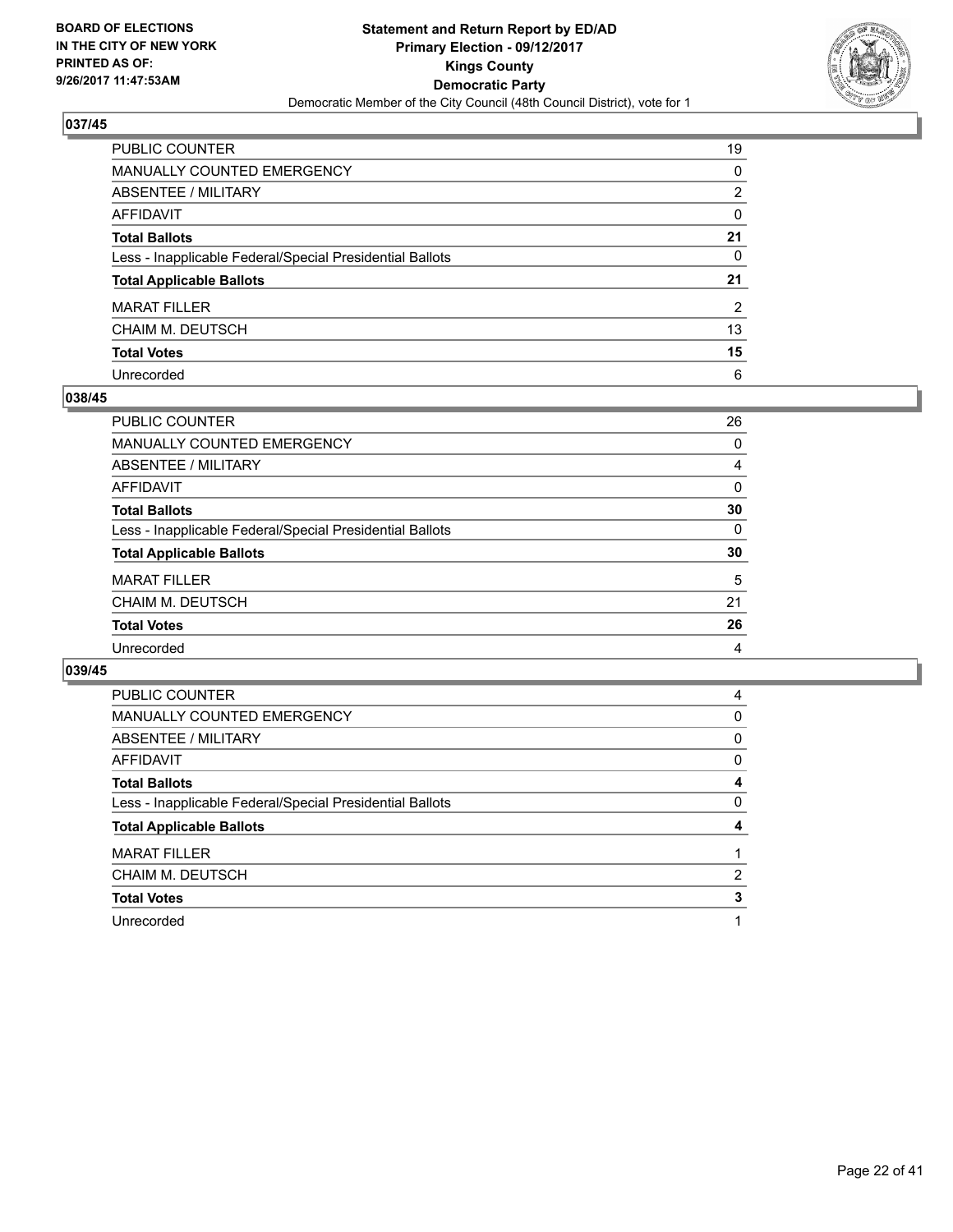**BOARD OF ELECTIONS IN THE CITY OF NEW YORK PRINTED AS OF: 9/26/2017 11:47:53AM**

**Statement and Return Report by ED/AD Primary Election - 09/12/2017 Kings County Democratic Party**

Democratic Member of the City Council (48th Council District), vote for 1

### 037/45

| | |
|---|---|
| PUBLIC COUNTER | 19 |
| MANUALLY COUNTED EMERGENCY | 0 |
| ABSENTEE / MILITARY | 2 |
| AFFIDAVIT | 0 |
| **Total Ballots** | **21** |
| Less - Inapplicable Federal/Special Presidential Ballots | 0 |
| **Total Applicable Ballots** | **21** |
| MARAT FILLER | 2 |
| CHAIM M. DEUTSCH | 13 |
| **Total Votes** | **15** |
| Unrecorded | 6 |

### 038/45

| | |
|---|---|
| PUBLIC COUNTER | 26 |
| MANUALLY COUNTED EMERGENCY | 0 |
| ABSENTEE / MILITARY | 4 |
| AFFIDAVIT | 0 |
| **Total Ballots** | **30** |
| Less - Inapplicable Federal/Special Presidential Ballots | 0 |
| **Total Applicable Ballots** | **30** |
| MARAT FILLER | 5 |
| CHAIM M. DEUTSCH | 21 |
| **Total Votes** | **26** |
| Unrecorded | 4 |

### 039/45

| | |
|---|---|
| PUBLIC COUNTER | 4 |
| MANUALLY COUNTED EMERGENCY | 0 |
| ABSENTEE / MILITARY | 0 |
| AFFIDAVIT | 0 |
| **Total Ballots** | **4** |
| Less - Inapplicable Federal/Special Presidential Ballots | 0 |
| **Total Applicable Ballots** | **4** |
| MARAT FILLER | 1 |
| CHAIM M. DEUTSCH | 2 |
| **Total Votes** | **3** |
| Unrecorded | 1 |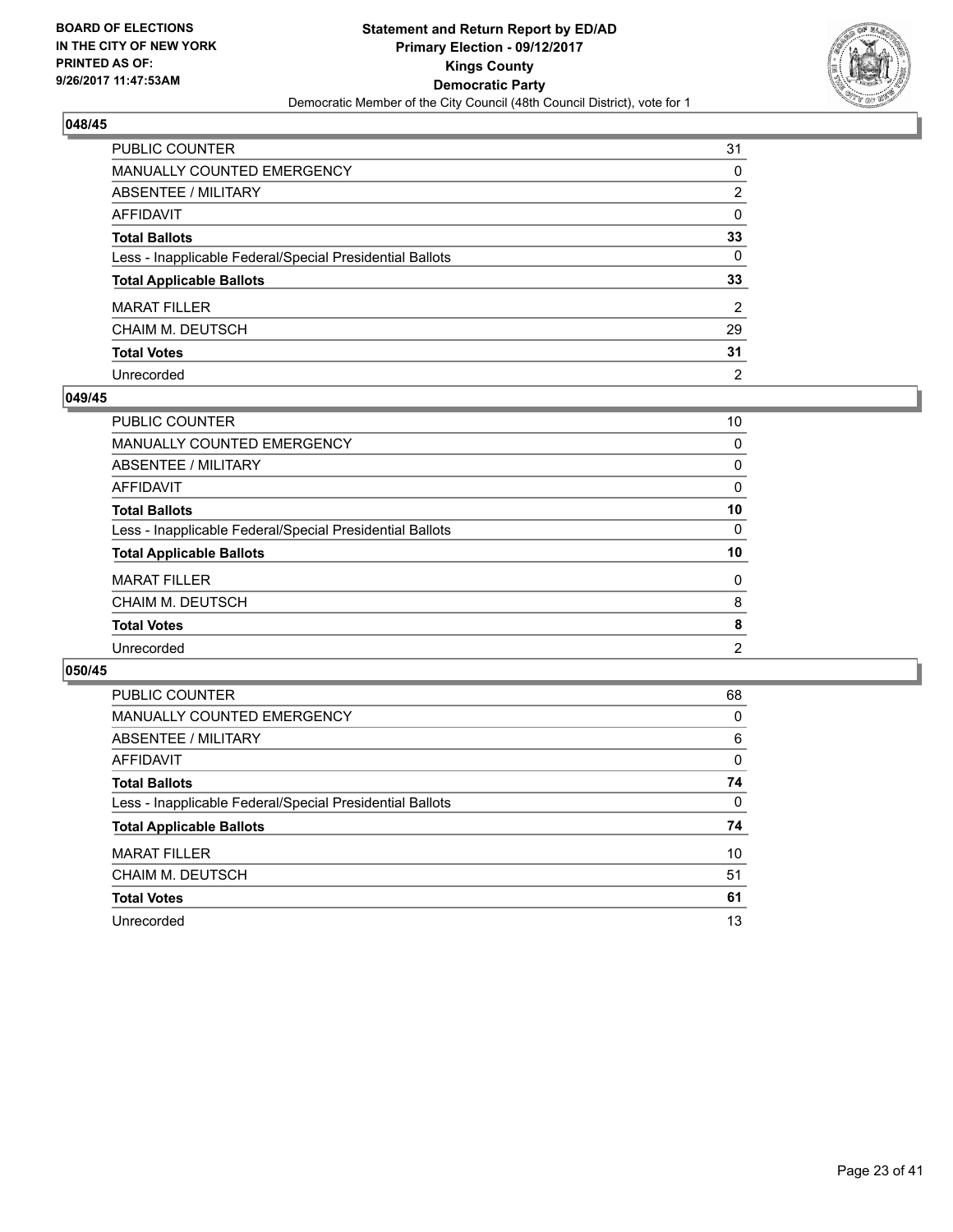BOARD OF ELECTIONS
IN THE CITY OF NEW YORK
PRINTED AS OF:
9/26/2017 11:47:53AM

**Statement and Return Report by ED/AD**
**Primary Election - 09/12/2017**
**Kings County**
**Democratic Party**
Democratic Member of the City Council (48th Council District), vote for 1

### 048/45

| | |
|---|---|
| PUBLIC COUNTER | 31 |
| MANUALLY COUNTED EMERGENCY | 0 |
| ABSENTEE / MILITARY | 2 |
| AFFIDAVIT | 0 |
| **Total Ballots** | **33** |
| Less - Inapplicable Federal/Special Presidential Ballots | 0 |
| **Total Applicable Ballots** | **33** |
| MARAT FILLER | 2 |
| CHAIM M. DEUTSCH | 29 |
| **Total Votes** | **31** |
| Unrecorded | 2 |

### 049/45

| | |
|---|---|
| PUBLIC COUNTER | 10 |
| MANUALLY COUNTED EMERGENCY | 0 |
| ABSENTEE / MILITARY | 0 |
| AFFIDAVIT | 0 |
| **Total Ballots** | **10** |
| Less - Inapplicable Federal/Special Presidential Ballots | 0 |
| **Total Applicable Ballots** | **10** |
| MARAT FILLER | 0 |
| CHAIM M. DEUTSCH | 8 |
| **Total Votes** | **8** |
| Unrecorded | 2 |

### 050/45

| | |
|---|---|
| PUBLIC COUNTER | 68 |
| MANUALLY COUNTED EMERGENCY | 0 |
| ABSENTEE / MILITARY | 6 |
| AFFIDAVIT | 0 |
| **Total Ballots** | **74** |
| Less - Inapplicable Federal/Special Presidential Ballots | 0 |
| **Total Applicable Ballots** | **74** |
| MARAT FILLER | 10 |
| CHAIM M. DEUTSCH | 51 |
| **Total Votes** | **61** |
| Unrecorded | 13 |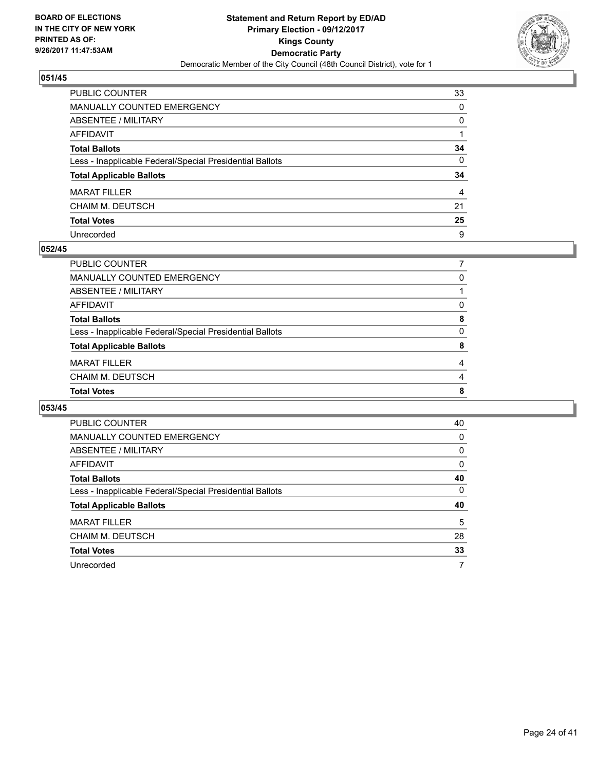BOARD OF ELECTIONS
IN THE CITY OF NEW YORK
PRINTED AS OF:
9/26/2017 11:47:53AM

**Statement and Return Report by ED/AD**
**Primary Election - 09/12/2017**
**Kings County**
**Democratic Party**
Democratic Member of the City Council (48th Council District), vote for 1

### 051/45

| | |
|---|---|
| PUBLIC COUNTER | 33 |
| MANUALLY COUNTED EMERGENCY | 0 |
| ABSENTEE / MILITARY | 0 |
| AFFIDAVIT | 1 |
| **Total Ballots** | **34** |
| Less - Inapplicable Federal/Special Presidential Ballots | 0 |
| **Total Applicable Ballots** | **34** |
| MARAT FILLER | 4 |
| CHAIM M. DEUTSCH | 21 |
| **Total Votes** | **25** |
| Unrecorded | 9 |

### 052/45

| | |
|---|---|
| PUBLIC COUNTER | 7 |
| MANUALLY COUNTED EMERGENCY | 0 |
| ABSENTEE / MILITARY | 1 |
| AFFIDAVIT | 0 |
| **Total Ballots** | **8** |
| Less - Inapplicable Federal/Special Presidential Ballots | 0 |
| **Total Applicable Ballots** | **8** |
| MARAT FILLER | 4 |
| CHAIM M. DEUTSCH | 4 |
| **Total Votes** | **8** |

### 053/45

| | |
|---|---|
| PUBLIC COUNTER | 40 |
| MANUALLY COUNTED EMERGENCY | 0 |
| ABSENTEE / MILITARY | 0 |
| AFFIDAVIT | 0 |
| **Total Ballots** | **40** |
| Less - Inapplicable Federal/Special Presidential Ballots | 0 |
| **Total Applicable Ballots** | **40** |
| MARAT FILLER | 5 |
| CHAIM M. DEUTSCH | 28 |
| **Total Votes** | **33** |
| Unrecorded | 7 |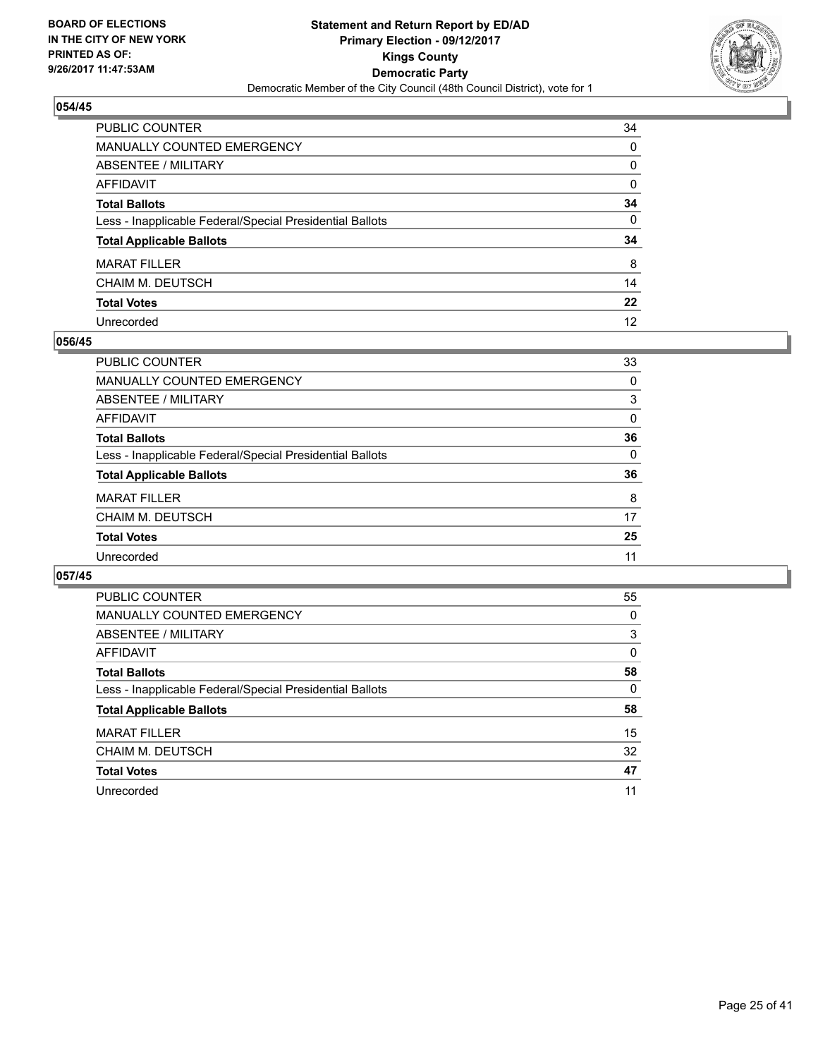BOARD OF ELECTIONS
IN THE CITY OF NEW YORK
PRINTED AS OF:
9/26/2017 11:47:53AM

**Statement and Return Report by ED/AD**
**Primary Election - 09/12/2017**
**Kings County**
**Democratic Party**
Democratic Member of the City Council (48th Council District), vote for 1

### 054/45

| | |
|---|---|
| PUBLIC COUNTER | 34 |
| MANUALLY COUNTED EMERGENCY | 0 |
| ABSENTEE / MILITARY | 0 |
| AFFIDAVIT | 0 |
| **Total Ballots** | **34** |
| Less - Inapplicable Federal/Special Presidential Ballots | 0 |
| **Total Applicable Ballots** | **34** |
| MARAT FILLER | 8 |
| CHAIM M. DEUTSCH | 14 |
| **Total Votes** | **22** |
| Unrecorded | 12 |

### 056/45

| | |
|---|---|
| PUBLIC COUNTER | 33 |
| MANUALLY COUNTED EMERGENCY | 0 |
| ABSENTEE / MILITARY | 3 |
| AFFIDAVIT | 0 |
| **Total Ballots** | **36** |
| Less - Inapplicable Federal/Special Presidential Ballots | 0 |
| **Total Applicable Ballots** | **36** |
| MARAT FILLER | 8 |
| CHAIM M. DEUTSCH | 17 |
| **Total Votes** | **25** |
| Unrecorded | 11 |

### 057/45

| | |
|---|---|
| PUBLIC COUNTER | 55 |
| MANUALLY COUNTED EMERGENCY | 0 |
| ABSENTEE / MILITARY | 3 |
| AFFIDAVIT | 0 |
| **Total Ballots** | **58** |
| Less - Inapplicable Federal/Special Presidential Ballots | 0 |
| **Total Applicable Ballots** | **58** |
| MARAT FILLER | 15 |
| CHAIM M. DEUTSCH | 32 |
| **Total Votes** | **47** |
| Unrecorded | 11 |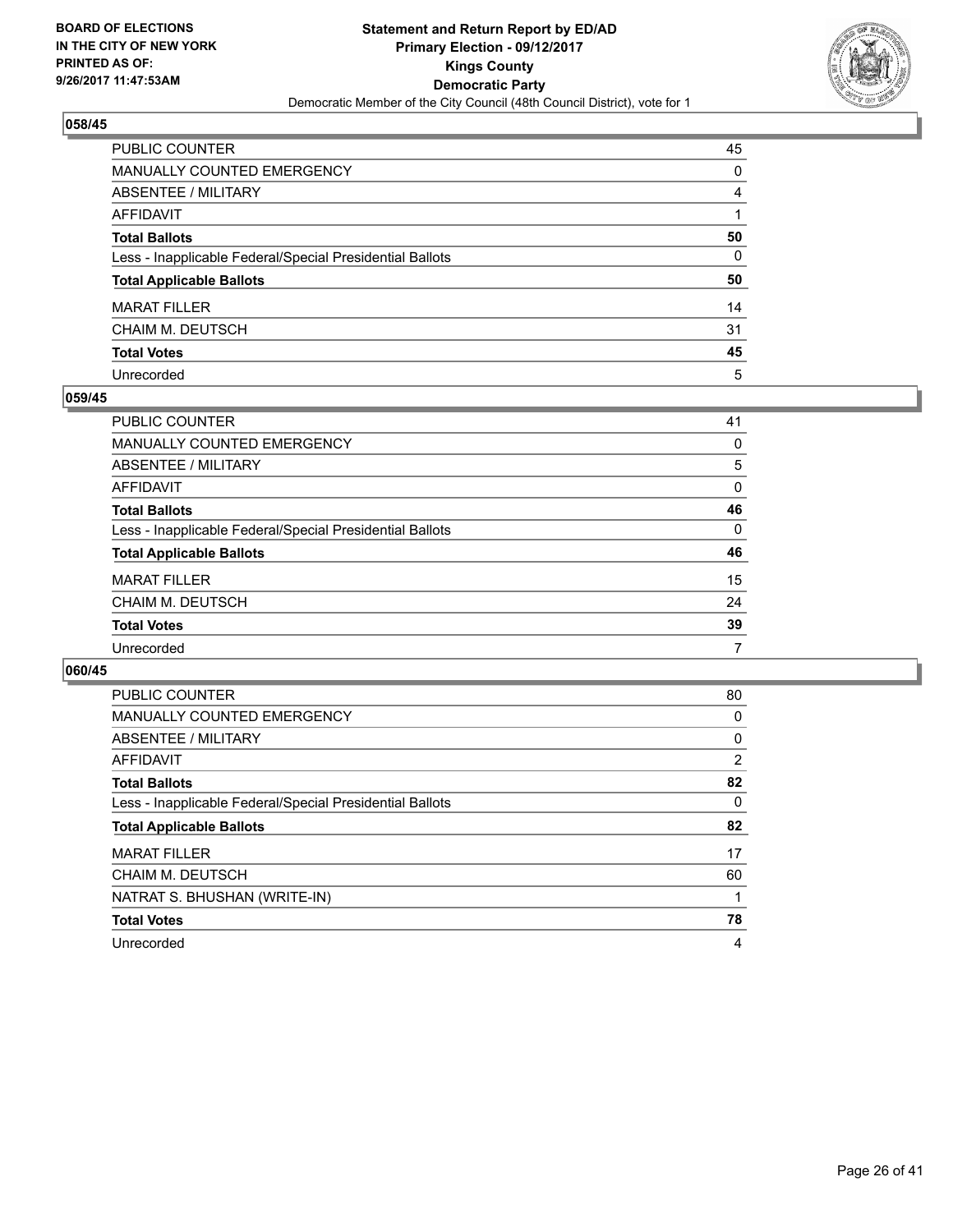BOARD OF ELECTIONS
IN THE CITY OF NEW YORK
PRINTED AS OF:
9/26/2017 11:47:53AM

**Statement and Return Report by ED/AD**
**Primary Election - 09/12/2017**
**Kings County**
**Democratic Party**
Democratic Member of the City Council (48th Council District), vote for 1

## 058/45

| | |
|---|---|
| PUBLIC COUNTER | 45 |
| MANUALLY COUNTED EMERGENCY | 0 |
| ABSENTEE / MILITARY | 4 |
| AFFIDAVIT | 1 |
| **Total Ballots** | **50** |
| Less - Inapplicable Federal/Special Presidential Ballots | 0 |
| **Total Applicable Ballots** | **50** |
| MARAT FILLER | 14 |
| CHAIM M. DEUTSCH | 31 |
| **Total Votes** | **45** |
| Unrecorded | 5 |

## 059/45

| | |
|---|---|
| PUBLIC COUNTER | 41 |
| MANUALLY COUNTED EMERGENCY | 0 |
| ABSENTEE / MILITARY | 5 |
| AFFIDAVIT | 0 |
| **Total Ballots** | **46** |
| Less - Inapplicable Federal/Special Presidential Ballots | 0 |
| **Total Applicable Ballots** | **46** |
| MARAT FILLER | 15 |
| CHAIM M. DEUTSCH | 24 |
| **Total Votes** | **39** |
| Unrecorded | 7 |

## 060/45

| | |
|---|---|
| PUBLIC COUNTER | 80 |
| MANUALLY COUNTED EMERGENCY | 0 |
| ABSENTEE / MILITARY | 0 |
| AFFIDAVIT | 2 |
| **Total Ballots** | **82** |
| Less - Inapplicable Federal/Special Presidential Ballots | 0 |
| **Total Applicable Ballots** | **82** |
| MARAT FILLER | 17 |
| CHAIM M. DEUTSCH | 60 |
| NATRAT S. BHUSHAN (WRITE-IN) | 1 |
| **Total Votes** | **78** |
| Unrecorded | 4 |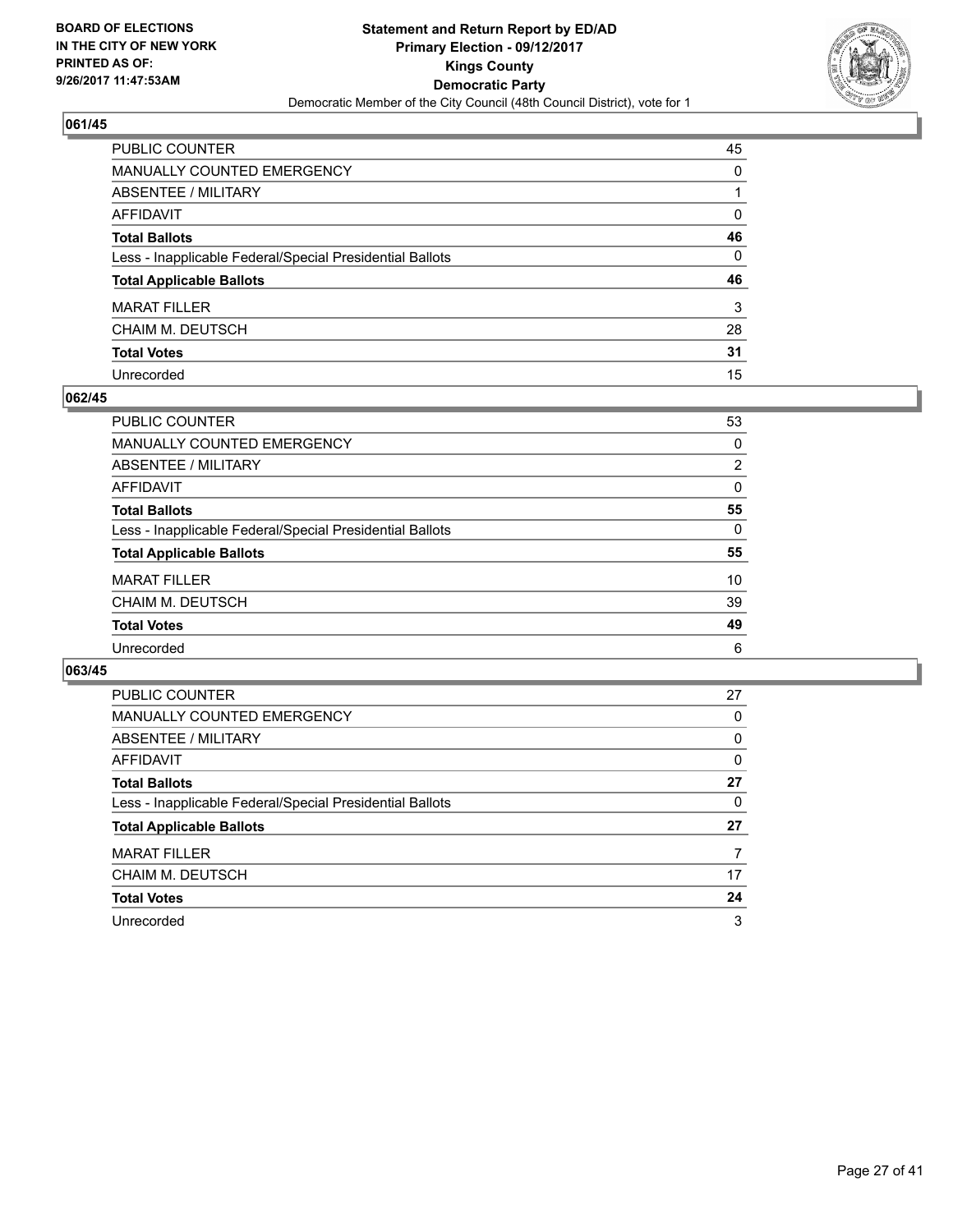**BOARD OF ELECTIONS IN THE CITY OF NEW YORK PRINTED AS OF: 9/26/2017 11:47:53AM**

**Statement and Return Report by ED/AD**
**Primary Election - 09/12/2017**
**Kings County**
**Democratic Party**
Democratic Member of the City Council (48th Council District), vote for 1

## 061/45

| | |
|---|---|
| PUBLIC COUNTER | 45 |
| MANUALLY COUNTED EMERGENCY | 0 |
| ABSENTEE / MILITARY | 1 |
| AFFIDAVIT | 0 |
| **Total Ballots** | **46** |
| Less - Inapplicable Federal/Special Presidential Ballots | 0 |
| **Total Applicable Ballots** | **46** |
| MARAT FILLER | 3 |
| CHAIM M. DEUTSCH | 28 |
| **Total Votes** | **31** |
| Unrecorded | 15 |

## 062/45

| | |
|---|---|
| PUBLIC COUNTER | 53 |
| MANUALLY COUNTED EMERGENCY | 0 |
| ABSENTEE / MILITARY | 2 |
| AFFIDAVIT | 0 |
| **Total Ballots** | **55** |
| Less - Inapplicable Federal/Special Presidential Ballots | 0 |
| **Total Applicable Ballots** | **55** |
| MARAT FILLER | 10 |
| CHAIM M. DEUTSCH | 39 |
| **Total Votes** | **49** |
| Unrecorded | 6 |

## 063/45

| | |
|---|---|
| PUBLIC COUNTER | 27 |
| MANUALLY COUNTED EMERGENCY | 0 |
| ABSENTEE / MILITARY | 0 |
| AFFIDAVIT | 0 |
| **Total Ballots** | **27** |
| Less - Inapplicable Federal/Special Presidential Ballots | 0 |
| **Total Applicable Ballots** | **27** |
| MARAT FILLER | 7 |
| CHAIM M. DEUTSCH | 17 |
| **Total Votes** | **24** |
| Unrecorded | 3 |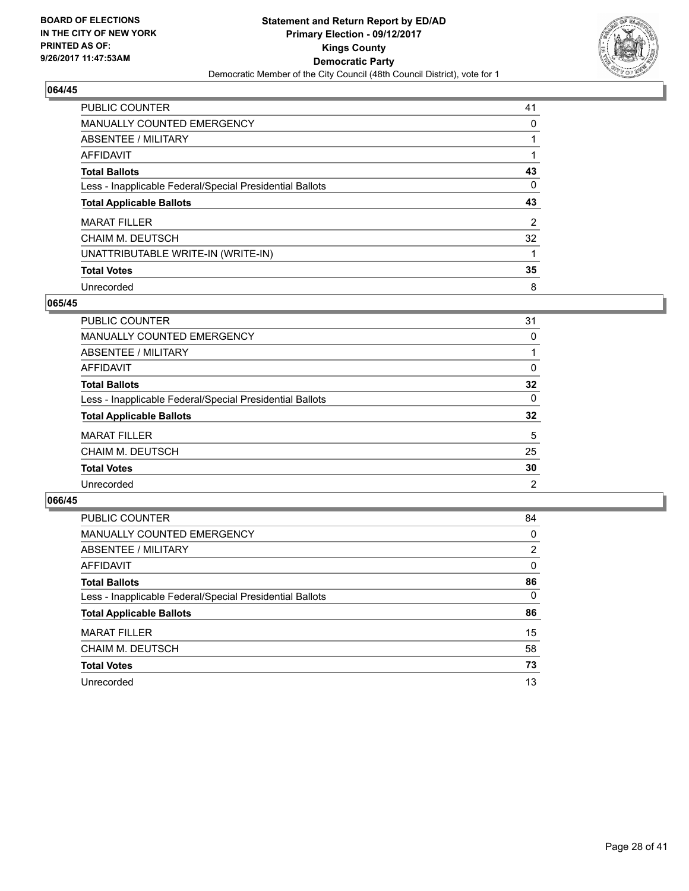**BOARD OF ELECTIONS IN THE CITY OF NEW YORK PRINTED AS OF: 9/26/2017 11:47:53AM**

**Statement and Return Report by ED/AD Primary Election - 09/12/2017 Kings County Democratic Party**

Democratic Member of the City Council (48th Council District), vote for 1

## 064/45

| | |
|---|---|
| PUBLIC COUNTER | 41 |
| MANUALLY COUNTED EMERGENCY | 0 |
| ABSENTEE / MILITARY | 1 |
| AFFIDAVIT | 1 |
| **Total Ballots** | **43** |
| Less - Inapplicable Federal/Special Presidential Ballots | 0 |
| **Total Applicable Ballots** | **43** |
| MARAT FILLER | 2 |
| CHAIM M. DEUTSCH | 32 |
| UNATTRIBUTABLE WRITE-IN (WRITE-IN) | 1 |
| **Total Votes** | **35** |
| Unrecorded | 8 |

## 065/45

| | |
|---|---|
| PUBLIC COUNTER | 31 |
| MANUALLY COUNTED EMERGENCY | 0 |
| ABSENTEE / MILITARY | 1 |
| AFFIDAVIT | 0 |
| **Total Ballots** | **32** |
| Less - Inapplicable Federal/Special Presidential Ballots | 0 |
| **Total Applicable Ballots** | **32** |
| MARAT FILLER | 5 |
| CHAIM M. DEUTSCH | 25 |
| **Total Votes** | **30** |
| Unrecorded | 2 |

## 066/45

| | |
|---|---|
| PUBLIC COUNTER | 84 |
| MANUALLY COUNTED EMERGENCY | 0 |
| ABSENTEE / MILITARY | 2 |
| AFFIDAVIT | 0 |
| **Total Ballots** | **86** |
| Less - Inapplicable Federal/Special Presidential Ballots | 0 |
| **Total Applicable Ballots** | **86** |
| MARAT FILLER | 15 |
| CHAIM M. DEUTSCH | 58 |
| **Total Votes** | **73** |
| Unrecorded | 13 |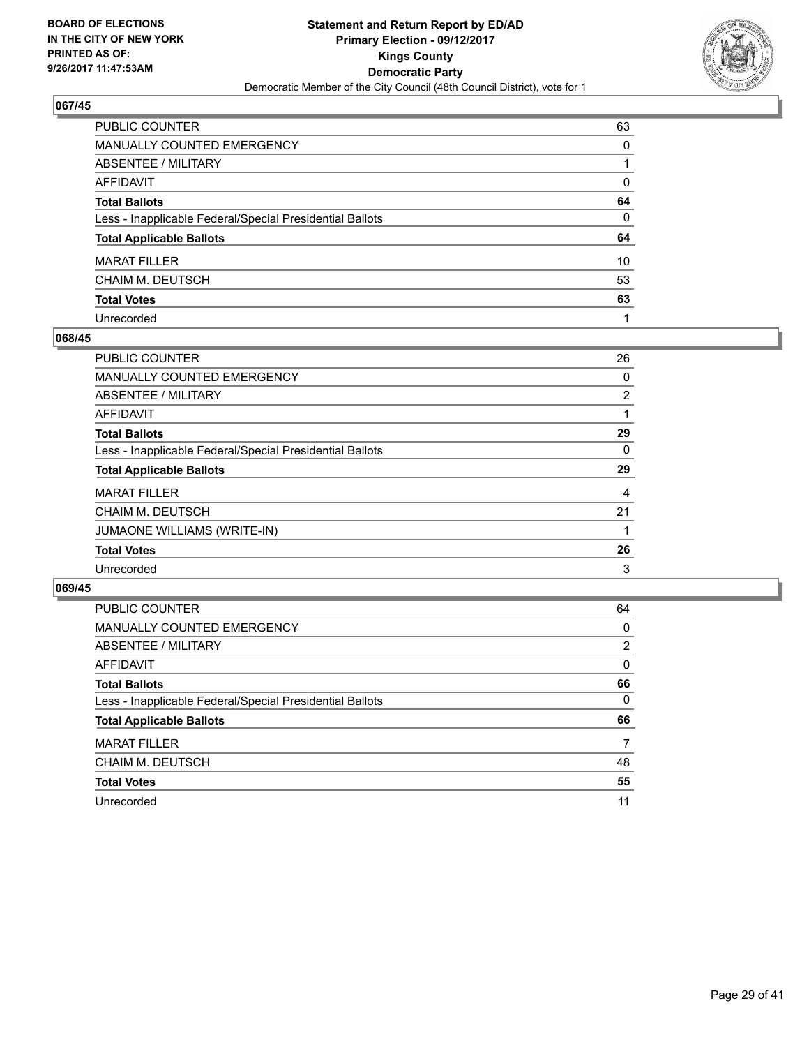**BOARD OF ELECTIONS IN THE CITY OF NEW YORK PRINTED AS OF: 9/26/2017 11:47:53AM**

**Statement and Return Report by ED/AD
Primary Election - 09/12/2017
Kings County
Democratic Party**
Democratic Member of the City Council (48th Council District), vote for 1

## 067/45

| | |
|---|---|
| PUBLIC COUNTER | 63 |
| MANUALLY COUNTED EMERGENCY | 0 |
| ABSENTEE / MILITARY | 1 |
| AFFIDAVIT | 0 |
| **Total Ballots** | **64** |
| Less - Inapplicable Federal/Special Presidential Ballots | 0 |
| **Total Applicable Ballots** | **64** |
| MARAT FILLER | 10 |
| CHAIM M. DEUTSCH | 53 |
| **Total Votes** | **63** |
| Unrecorded | 1 |

## 068/45

| | |
|---|---|
| PUBLIC COUNTER | 26 |
| MANUALLY COUNTED EMERGENCY | 0 |
| ABSENTEE / MILITARY | 2 |
| AFFIDAVIT | 1 |
| **Total Ballots** | **29** |
| Less - Inapplicable Federal/Special Presidential Ballots | 0 |
| **Total Applicable Ballots** | **29** |
| MARAT FILLER | 4 |
| CHAIM M. DEUTSCH | 21 |
| JUMAONE WILLIAMS (WRITE-IN) | 1 |
| **Total Votes** | **26** |
| Unrecorded | 3 |

## 069/45

| | |
|---|---|
| PUBLIC COUNTER | 64 |
| MANUALLY COUNTED EMERGENCY | 0 |
| ABSENTEE / MILITARY | 2 |
| AFFIDAVIT | 0 |
| **Total Ballots** | **66** |
| Less - Inapplicable Federal/Special Presidential Ballots | 0 |
| **Total Applicable Ballots** | **66** |
| MARAT FILLER | 7 |
| CHAIM M. DEUTSCH | 48 |
| **Total Votes** | **55** |
| Unrecorded | 11 |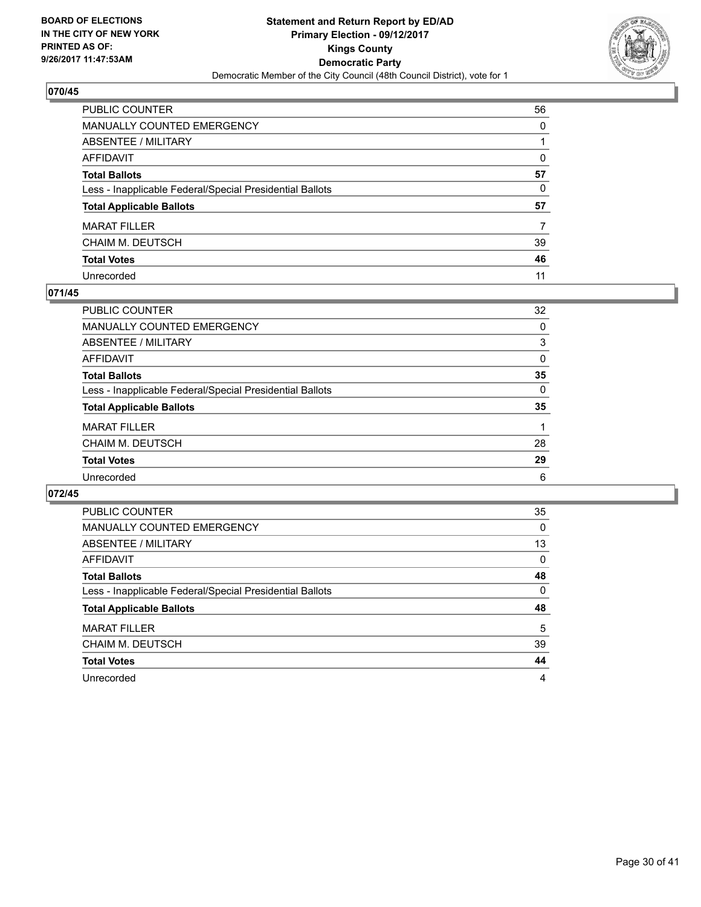**BOARD OF ELECTIONS IN THE CITY OF NEW YORK PRINTED AS OF: 9/26/2017 11:47:53AM**

**Statement and Return Report by ED/AD**
**Primary Election - 09/12/2017**
**Kings County**
**Democratic Party**
Democratic Member of the City Council (48th Council District), vote for 1

## 070/45

| | |
|---|---|
| PUBLIC COUNTER | 56 |
| MANUALLY COUNTED EMERGENCY | 0 |
| ABSENTEE / MILITARY | 1 |
| AFFIDAVIT | 0 |
| **Total Ballots** | **57** |
| Less - Inapplicable Federal/Special Presidential Ballots | 0 |
| **Total Applicable Ballots** | **57** |
| MARAT FILLER | 7 |
| CHAIM M. DEUTSCH | 39 |
| **Total Votes** | **46** |
| Unrecorded | 11 |

## 071/45

| | |
|---|---|
| PUBLIC COUNTER | 32 |
| MANUALLY COUNTED EMERGENCY | 0 |
| ABSENTEE / MILITARY | 3 |
| AFFIDAVIT | 0 |
| **Total Ballots** | **35** |
| Less - Inapplicable Federal/Special Presidential Ballots | 0 |
| **Total Applicable Ballots** | **35** |
| MARAT FILLER | 1 |
| CHAIM M. DEUTSCH | 28 |
| **Total Votes** | **29** |
| Unrecorded | 6 |

## 072/45

| | |
|---|---|
| PUBLIC COUNTER | 35 |
| MANUALLY COUNTED EMERGENCY | 0 |
| ABSENTEE / MILITARY | 13 |
| AFFIDAVIT | 0 |
| **Total Ballots** | **48** |
| Less - Inapplicable Federal/Special Presidential Ballots | 0 |
| **Total Applicable Ballots** | **48** |
| MARAT FILLER | 5 |
| CHAIM M. DEUTSCH | 39 |
| **Total Votes** | **44** |
| Unrecorded | 4 |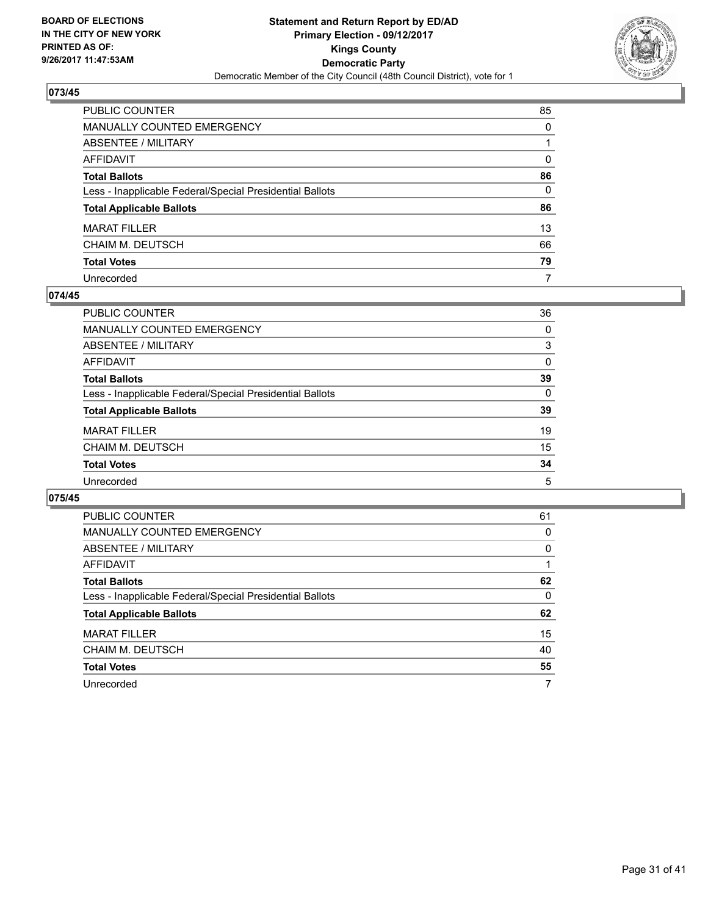## 073/45

| | |
|---|---|
| PUBLIC COUNTER | 85 |
| MANUALLY COUNTED EMERGENCY | 0 |
| ABSENTEE / MILITARY | 1 |
| AFFIDAVIT | 0 |
| **Total Ballots** | **86** |
| Less - Inapplicable Federal/Special Presidential Ballots | 0 |
| **Total Applicable Ballots** | **86** |
| MARAT FILLER | 13 |
| CHAIM M. DEUTSCH | 66 |
| **Total Votes** | **79** |
| Unrecorded | 7 |

## 074/45

| | |
|---|---|
| PUBLIC COUNTER | 36 |
| MANUALLY COUNTED EMERGENCY | 0 |
| ABSENTEE / MILITARY | 3 |
| AFFIDAVIT | 0 |
| **Total Ballots** | **39** |
| Less - Inapplicable Federal/Special Presidential Ballots | 0 |
| **Total Applicable Ballots** | **39** |
| MARAT FILLER | 19 |
| CHAIM M. DEUTSCH | 15 |
| **Total Votes** | **34** |
| Unrecorded | 5 |

## 075/45

| | |
|---|---|
| PUBLIC COUNTER | 61 |
| MANUALLY COUNTED EMERGENCY | 0 |
| ABSENTEE / MILITARY | 0 |
| AFFIDAVIT | 1 |
| **Total Ballots** | **62** |
| Less - Inapplicable Federal/Special Presidential Ballots | 0 |
| **Total Applicable Ballots** | **62** |
| MARAT FILLER | 15 |
| CHAIM M. DEUTSCH | 40 |
| **Total Votes** | **55** |
| Unrecorded | 7 |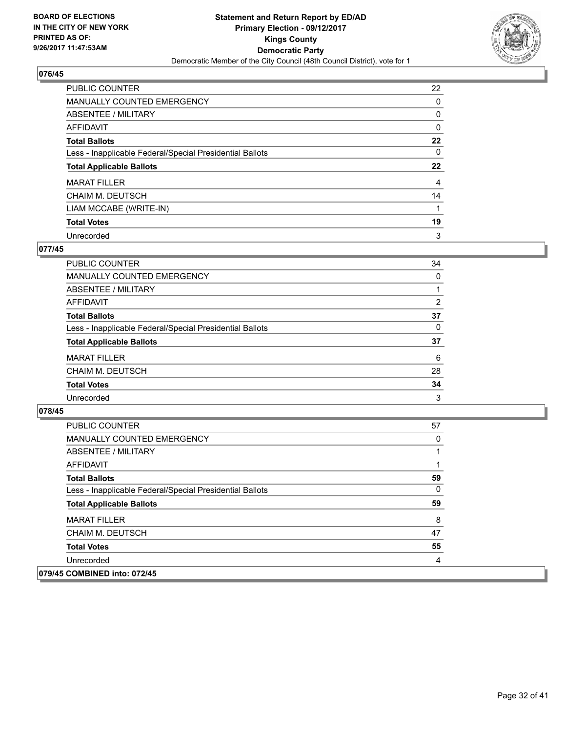**BOARD OF ELECTIONS IN THE CITY OF NEW YORK PRINTED AS OF: 9/26/2017 11:47:53AM**

**Statement and Return Report by ED/AD**
**Primary Election - 09/12/2017**
**Kings County**
**Democratic Party**
Democratic Member of the City Council (48th Council District), vote for 1

**076/45**

| | |
|---|---|
| PUBLIC COUNTER | 22 |
| MANUALLY COUNTED EMERGENCY | 0 |
| ABSENTEE / MILITARY | 0 |
| AFFIDAVIT | 0 |
| **Total Ballots** | **22** |
| Less - Inapplicable Federal/Special Presidential Ballots | 0 |
| **Total Applicable Ballots** | **22** |
| MARAT FILLER | 4 |
| CHAIM M. DEUTSCH | 14 |
| LIAM MCCABE (WRITE-IN) | 1 |
| **Total Votes** | **19** |
| Unrecorded | 3 |

**077/45**

| | |
|---|---|
| PUBLIC COUNTER | 34 |
| MANUALLY COUNTED EMERGENCY | 0 |
| ABSENTEE / MILITARY | 1 |
| AFFIDAVIT | 2 |
| **Total Ballots** | **37** |
| Less - Inapplicable Federal/Special Presidential Ballots | 0 |
| **Total Applicable Ballots** | **37** |
| MARAT FILLER | 6 |
| CHAIM M. DEUTSCH | 28 |
| **Total Votes** | **34** |
| Unrecorded | 3 |

**078/45**

| | |
|---|---|
| PUBLIC COUNTER | 57 |
| MANUALLY COUNTED EMERGENCY | 0 |
| ABSENTEE / MILITARY | 1 |
| AFFIDAVIT | 1 |
| **Total Ballots** | **59** |
| Less - Inapplicable Federal/Special Presidential Ballots | 0 |
| **Total Applicable Ballots** | **59** |
| MARAT FILLER | 8 |
| CHAIM M. DEUTSCH | 47 |
| **Total Votes** | **55** |
| Unrecorded | 4 |

**079/45 COMBINED into: 072/45**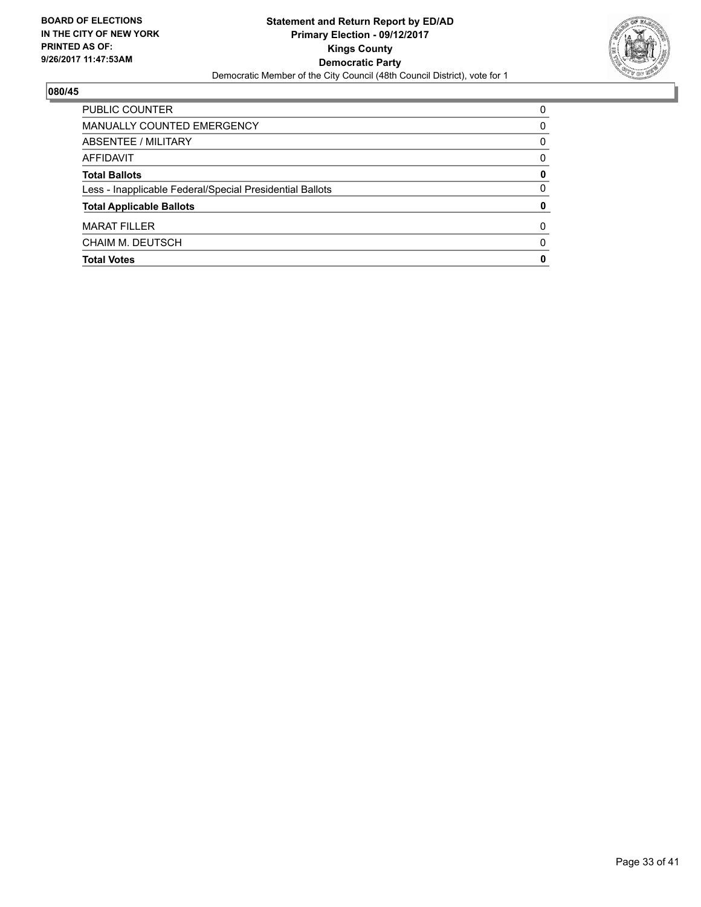**BOARD OF ELECTIONS IN THE CITY OF NEW YORK PRINTED AS OF: 9/26/2017 11:47:53AM**

**Statement and Return Report by ED/AD**
**Primary Election - 09/12/2017**
**Kings County**
**Democratic Party**
Democratic Member of the City Council (48th Council District), vote for 1

## 080/45

| | |
|---|---|
| PUBLIC COUNTER | 0 |
| MANUALLY COUNTED EMERGENCY | 0 |
| ABSENTEE / MILITARY | 0 |
| AFFIDAVIT | 0 |
| **Total Ballots** | **0** |
| Less - Inapplicable Federal/Special Presidential Ballots | 0 |
| **Total Applicable Ballots** | **0** |
| MARAT FILLER | 0 |
| CHAIM M. DEUTSCH | 0 |
| **Total Votes** | **0** |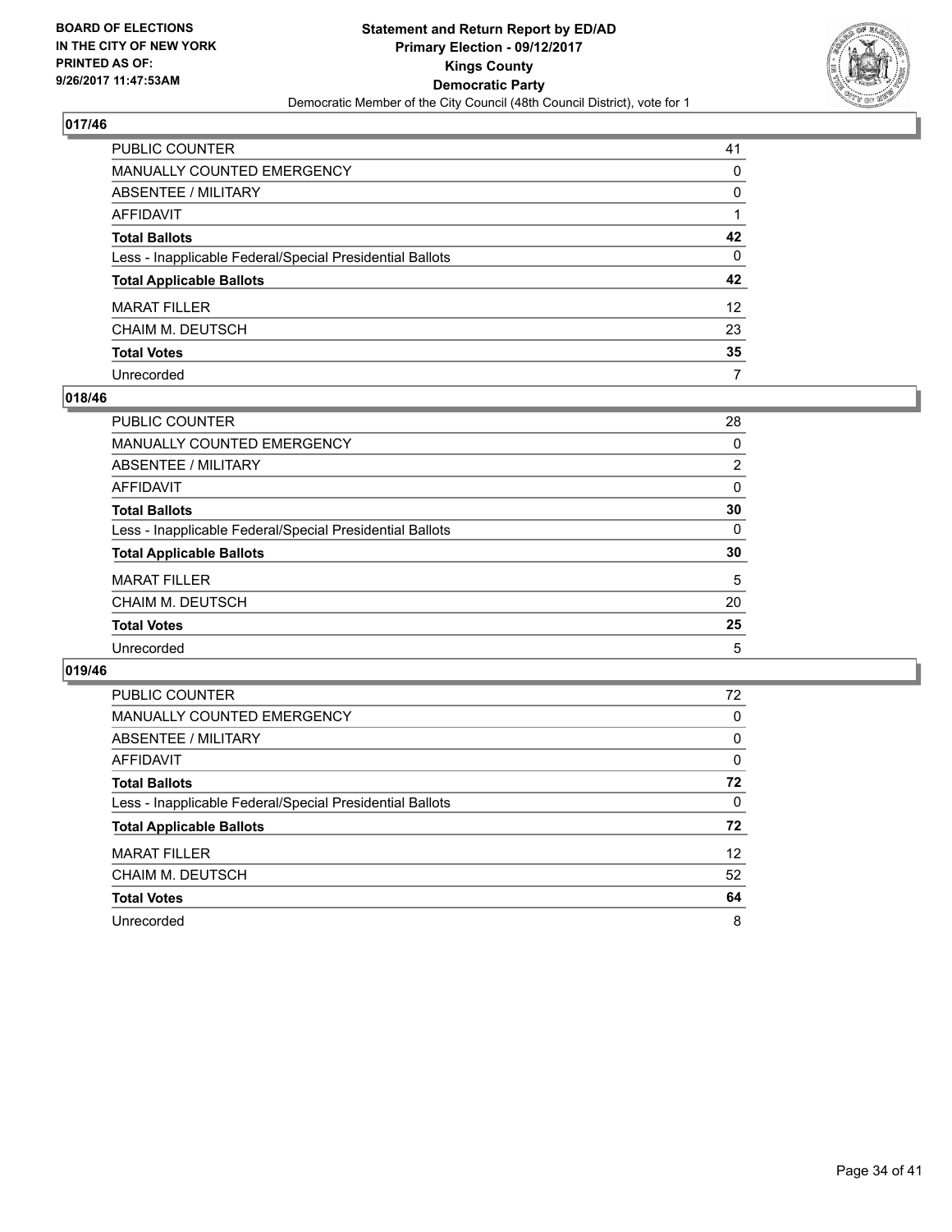BOARD OF ELECTIONS
IN THE CITY OF NEW YORK
PRINTED AS OF:
9/26/2017 11:47:53AM

**Statement and Return Report by ED/AD**
**Primary Election - 09/12/2017**
**Kings County**
**Democratic Party**
Democratic Member of the City Council (48th Council District), vote for 1

## 017/46

| | |
|---|---|
| PUBLIC COUNTER | 41 |
| MANUALLY COUNTED EMERGENCY | 0 |
| ABSENTEE / MILITARY | 0 |
| AFFIDAVIT | 1 |
| **Total Ballots** | **42** |
| Less - Inapplicable Federal/Special Presidential Ballots | 0 |
| **Total Applicable Ballots** | **42** |
| MARAT FILLER | 12 |
| CHAIM M. DEUTSCH | 23 |
| **Total Votes** | **35** |
| Unrecorded | 7 |

## 018/46

| | |
|---|---|
| PUBLIC COUNTER | 28 |
| MANUALLY COUNTED EMERGENCY | 0 |
| ABSENTEE / MILITARY | 2 |
| AFFIDAVIT | 0 |
| **Total Ballots** | **30** |
| Less - Inapplicable Federal/Special Presidential Ballots | 0 |
| **Total Applicable Ballots** | **30** |
| MARAT FILLER | 5 |
| CHAIM M. DEUTSCH | 20 |
| **Total Votes** | **25** |
| Unrecorded | 5 |

## 019/46

| | |
|---|---|
| PUBLIC COUNTER | 72 |
| MANUALLY COUNTED EMERGENCY | 0 |
| ABSENTEE / MILITARY | 0 |
| AFFIDAVIT | 0 |
| **Total Ballots** | **72** |
| Less - Inapplicable Federal/Special Presidential Ballots | 0 |
| **Total Applicable Ballots** | **72** |
| MARAT FILLER | 12 |
| CHAIM M. DEUTSCH | 52 |
| **Total Votes** | **64** |
| Unrecorded | 8 |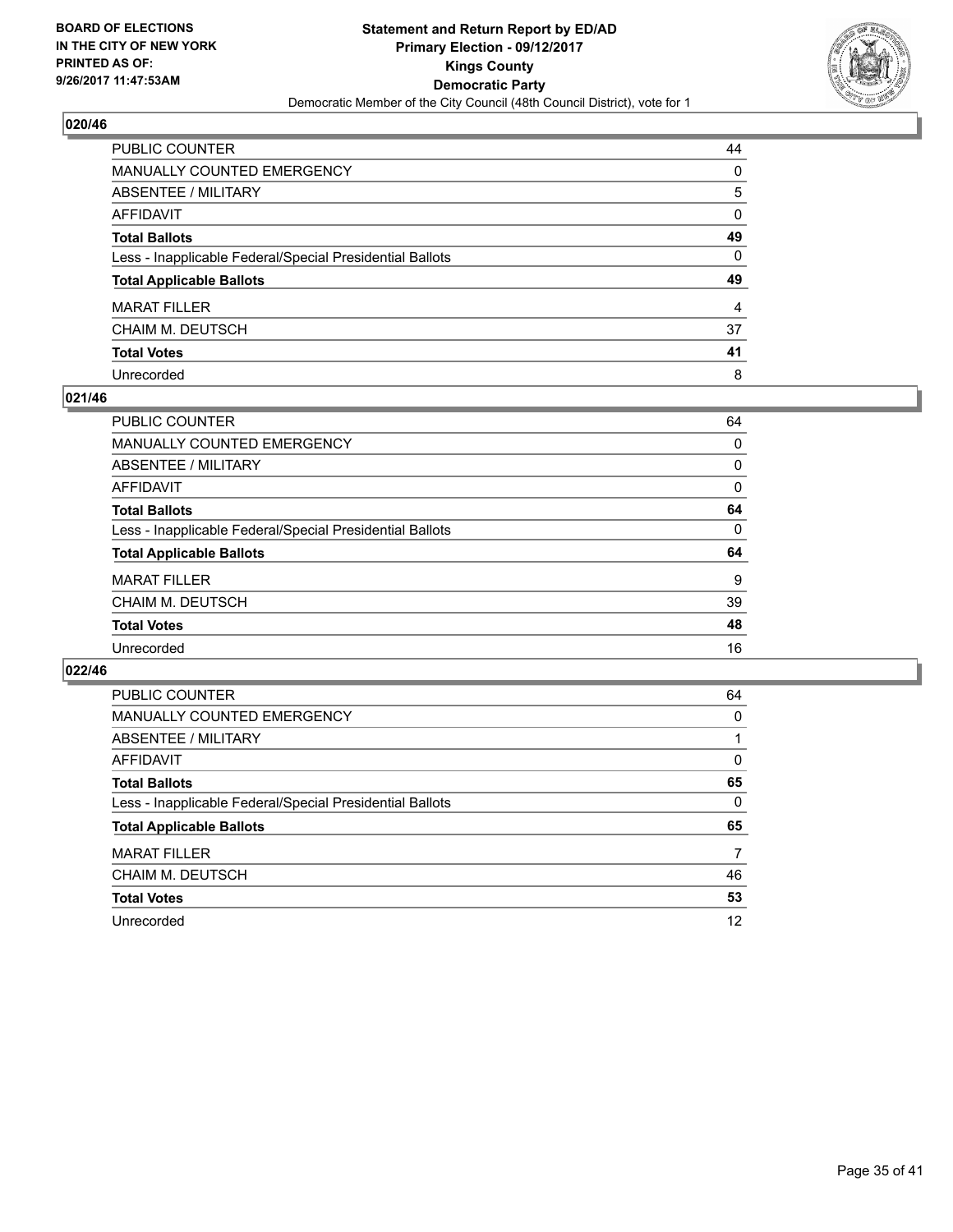**BOARD OF ELECTIONS IN THE CITY OF NEW YORK PRINTED AS OF: 9/26/2017 11:47:53AM**

**Statement and Return Report by ED/AD**
**Primary Election - 09/12/2017**
**Kings County**
**Democratic Party**
Democratic Member of the City Council (48th Council District), vote for 1

## 020/46

| | |
|---|---|
| PUBLIC COUNTER | 44 |
| MANUALLY COUNTED EMERGENCY | 0 |
| ABSENTEE / MILITARY | 5 |
| AFFIDAVIT | 0 |
| **Total Ballots** | **49** |
| Less - Inapplicable Federal/Special Presidential Ballots | 0 |
| **Total Applicable Ballots** | **49** |
| MARAT FILLER | 4 |
| CHAIM M. DEUTSCH | 37 |
| **Total Votes** | **41** |
| Unrecorded | 8 |

## 021/46

| | |
|---|---|
| PUBLIC COUNTER | 64 |
| MANUALLY COUNTED EMERGENCY | 0 |
| ABSENTEE / MILITARY | 0 |
| AFFIDAVIT | 0 |
| **Total Ballots** | **64** |
| Less - Inapplicable Federal/Special Presidential Ballots | 0 |
| **Total Applicable Ballots** | **64** |
| MARAT FILLER | 9 |
| CHAIM M. DEUTSCH | 39 |
| **Total Votes** | **48** |
| Unrecorded | 16 |

## 022/46

| | |
|---|---|
| PUBLIC COUNTER | 64 |
| MANUALLY COUNTED EMERGENCY | 0 |
| ABSENTEE / MILITARY | 1 |
| AFFIDAVIT | 0 |
| **Total Ballots** | **65** |
| Less - Inapplicable Federal/Special Presidential Ballots | 0 |
| **Total Applicable Ballots** | **65** |
| MARAT FILLER | 7 |
| CHAIM M. DEUTSCH | 46 |
| **Total Votes** | **53** |
| Unrecorded | 12 |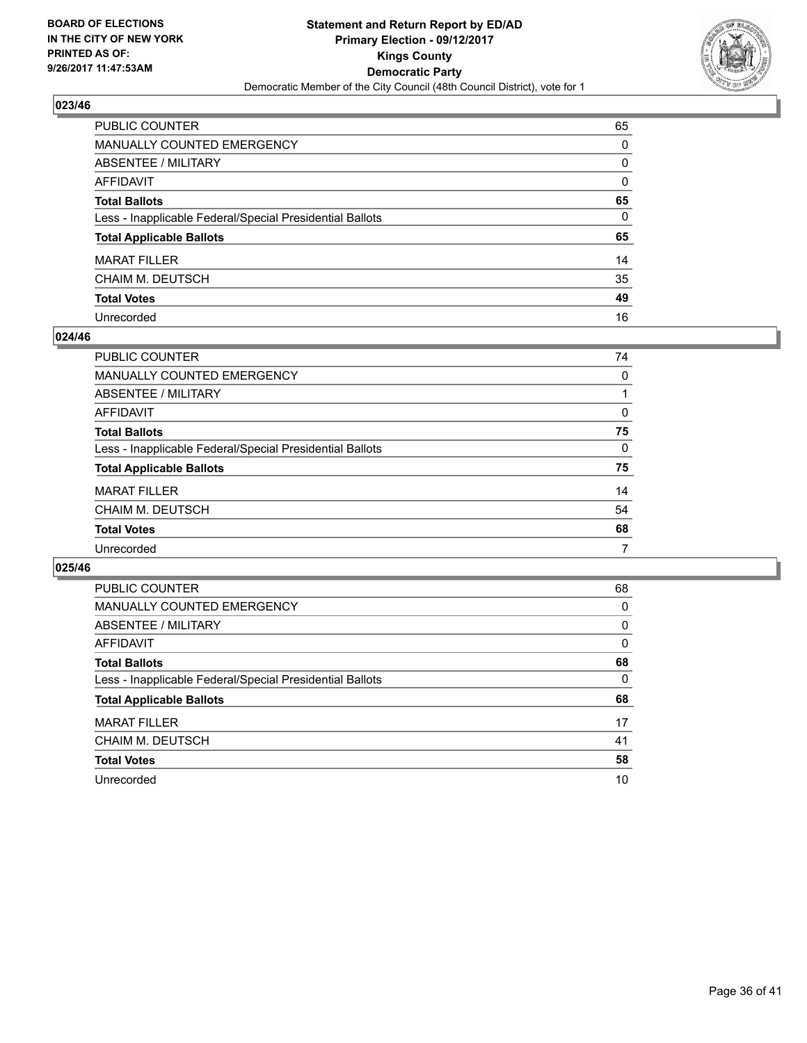**BOARD OF ELECTIONS IN THE CITY OF NEW YORK PRINTED AS OF: 9/26/2017 11:47:53AM**

**Statement and Return Report by ED/AD**
**Primary Election - 09/12/2017**
**Kings County**
**Democratic Party**
Democratic Member of the City Council (48th Council District), vote for 1

### 023/46

| | |
|---|---|
| PUBLIC COUNTER | 65 |
| MANUALLY COUNTED EMERGENCY | 0 |
| ABSENTEE / MILITARY | 0 |
| AFFIDAVIT | 0 |
| **Total Ballots** | **65** |
| Less - Inapplicable Federal/Special Presidential Ballots | 0 |
| **Total Applicable Ballots** | **65** |
| MARAT FILLER | 14 |
| CHAIM M. DEUTSCH | 35 |
| **Total Votes** | **49** |
| Unrecorded | 16 |

### 024/46

| | |
|---|---|
| PUBLIC COUNTER | 74 |
| MANUALLY COUNTED EMERGENCY | 0 |
| ABSENTEE / MILITARY | 1 |
| AFFIDAVIT | 0 |
| **Total Ballots** | **75** |
| Less - Inapplicable Federal/Special Presidential Ballots | 0 |
| **Total Applicable Ballots** | **75** |
| MARAT FILLER | 14 |
| CHAIM M. DEUTSCH | 54 |
| **Total Votes** | **68** |
| Unrecorded | 7 |

### 025/46

| | |
|---|---|
| PUBLIC COUNTER | 68 |
| MANUALLY COUNTED EMERGENCY | 0 |
| ABSENTEE / MILITARY | 0 |
| AFFIDAVIT | 0 |
| **Total Ballots** | **68** |
| Less - Inapplicable Federal/Special Presidential Ballots | 0 |
| **Total Applicable Ballots** | **68** |
| MARAT FILLER | 17 |
| CHAIM M. DEUTSCH | 41 |
| **Total Votes** | **58** |
| Unrecorded | 10 |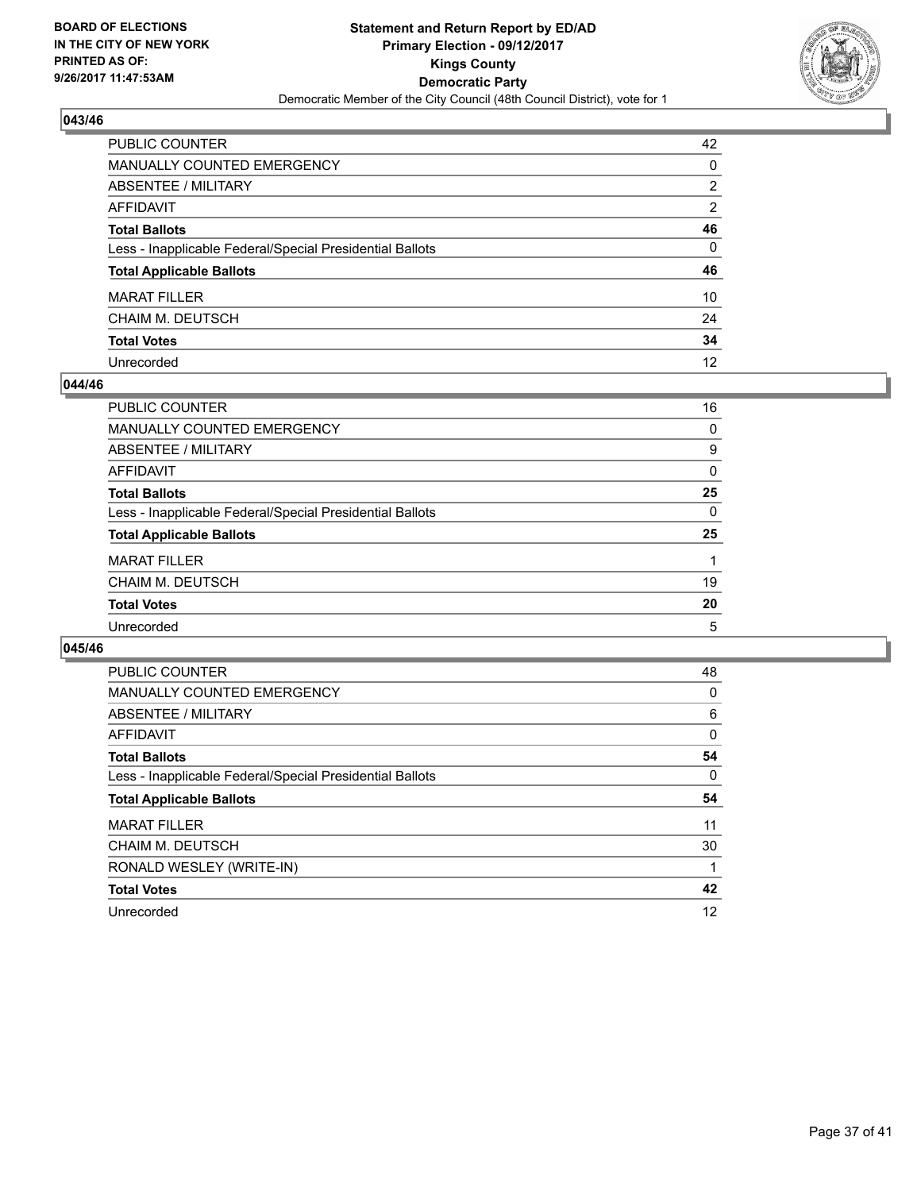**BOARD OF ELECTIONS IN THE CITY OF NEW YORK PRINTED AS OF: 9/26/2017 11:47:53AM**

**Statement and Return Report by ED/AD**
**Primary Election - 09/12/2017**
**Kings County**
**Democratic Party**
Democratic Member of the City Council (48th Council District), vote for 1

## 043/46

| | |
|---|---|
| PUBLIC COUNTER | 42 |
| MANUALLY COUNTED EMERGENCY | 0 |
| ABSENTEE / MILITARY | 2 |
| AFFIDAVIT | 2 |
| **Total Ballots** | **46** |
| Less - Inapplicable Federal/Special Presidential Ballots | 0 |
| **Total Applicable Ballots** | **46** |
| MARAT FILLER | 10 |
| CHAIM M. DEUTSCH | 24 |
| **Total Votes** | **34** |
| Unrecorded | 12 |

## 044/46

| | |
|---|---|
| PUBLIC COUNTER | 16 |
| MANUALLY COUNTED EMERGENCY | 0 |
| ABSENTEE / MILITARY | 9 |
| AFFIDAVIT | 0 |
| **Total Ballots** | **25** |
| Less - Inapplicable Federal/Special Presidential Ballots | 0 |
| **Total Applicable Ballots** | **25** |
| MARAT FILLER | 1 |
| CHAIM M. DEUTSCH | 19 |
| **Total Votes** | **20** |
| Unrecorded | 5 |

## 045/46

| | |
|---|---|
| PUBLIC COUNTER | 48 |
| MANUALLY COUNTED EMERGENCY | 0 |
| ABSENTEE / MILITARY | 6 |
| AFFIDAVIT | 0 |
| **Total Ballots** | **54** |
| Less - Inapplicable Federal/Special Presidential Ballots | 0 |
| **Total Applicable Ballots** | **54** |
| MARAT FILLER | 11 |
| CHAIM M. DEUTSCH | 30 |
| RONALD WESLEY (WRITE-IN) | 1 |
| **Total Votes** | **42** |
| Unrecorded | 12 |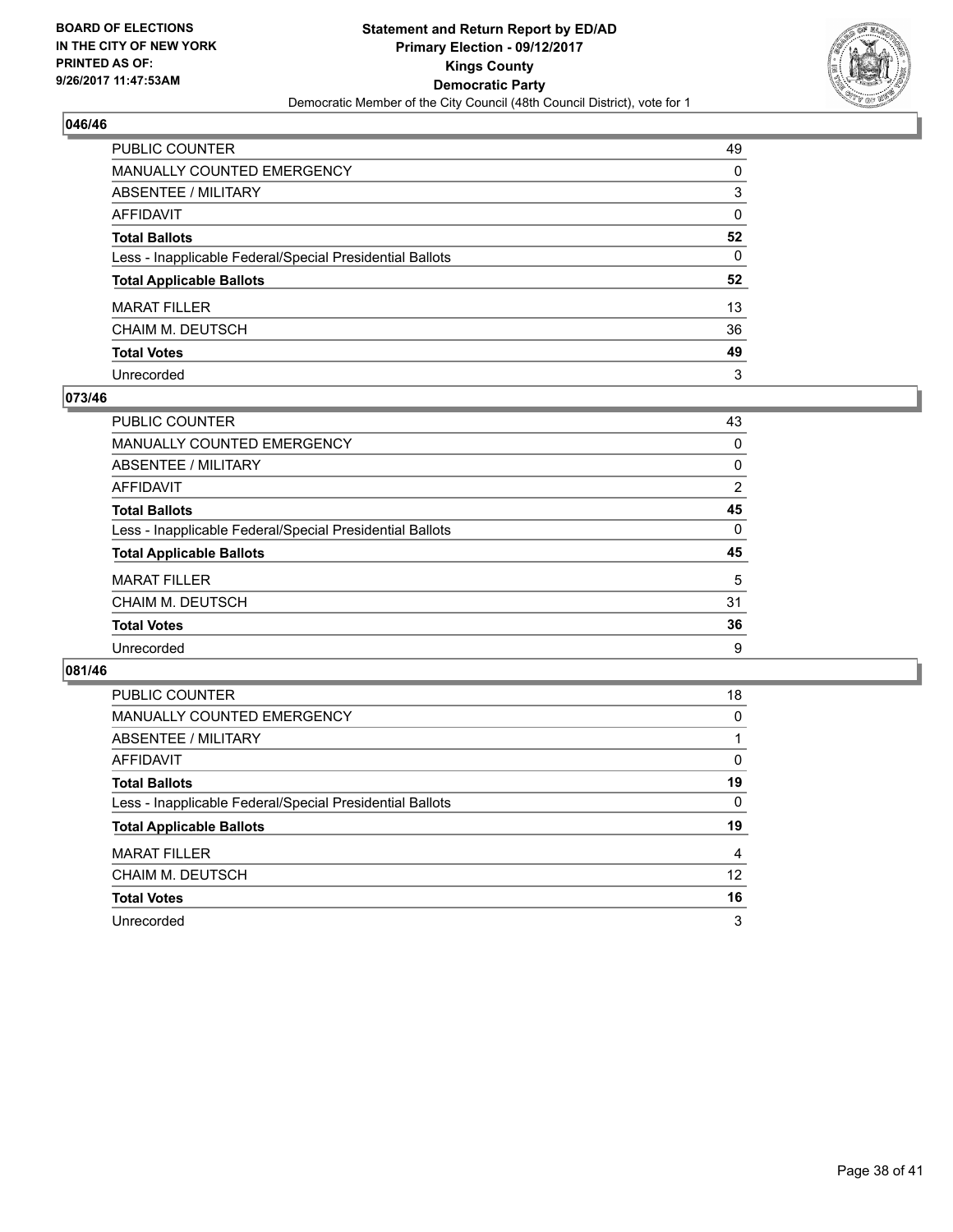**BOARD OF ELECTIONS IN THE CITY OF NEW YORK PRINTED AS OF: 9/26/2017 11:47:53AM**

**Statement and Return Report by ED/AD**
**Primary Election - 09/12/2017**
**Kings County**
**Democratic Party**
Democratic Member of the City Council (48th Council District), vote for 1

### 046/46

| | |
|---|---|
| PUBLIC COUNTER | 49 |
| MANUALLY COUNTED EMERGENCY | 0 |
| ABSENTEE / MILITARY | 3 |
| AFFIDAVIT | 0 |
| **Total Ballots** | **52** |
| Less - Inapplicable Federal/Special Presidential Ballots | 0 |
| **Total Applicable Ballots** | **52** |
| MARAT FILLER | 13 |
| CHAIM M. DEUTSCH | 36 |
| **Total Votes** | **49** |
| Unrecorded | 3 |

### 073/46

| | |
|---|---|
| PUBLIC COUNTER | 43 |
| MANUALLY COUNTED EMERGENCY | 0 |
| ABSENTEE / MILITARY | 0 |
| AFFIDAVIT | 2 |
| **Total Ballots** | **45** |
| Less - Inapplicable Federal/Special Presidential Ballots | 0 |
| **Total Applicable Ballots** | **45** |
| MARAT FILLER | 5 |
| CHAIM M. DEUTSCH | 31 |
| **Total Votes** | **36** |
| Unrecorded | 9 |

### 081/46

| | |
|---|---|
| PUBLIC COUNTER | 18 |
| MANUALLY COUNTED EMERGENCY | 0 |
| ABSENTEE / MILITARY | 1 |
| AFFIDAVIT | 0 |
| **Total Ballots** | **19** |
| Less - Inapplicable Federal/Special Presidential Ballots | 0 |
| **Total Applicable Ballots** | **19** |
| MARAT FILLER | 4 |
| CHAIM M. DEUTSCH | 12 |
| **Total Votes** | **16** |
| Unrecorded | 3 |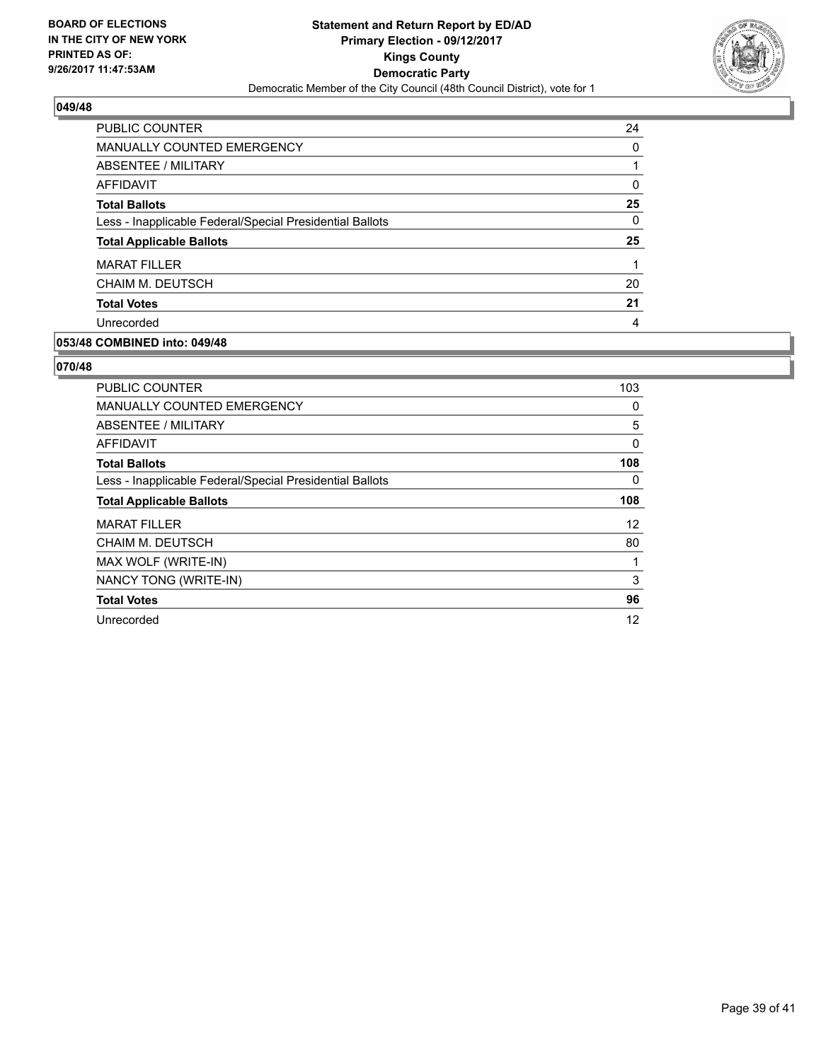**BOARD OF ELECTIONS IN THE CITY OF NEW YORK PRINTED AS OF: 9/26/2017 11:47:53AM**

**Statement and Return Report by ED/AD**
**Primary Election - 09/12/2017**
**Kings County**
**Democratic Party**
Democratic Member of the City Council (48th Council District), vote for 1

## 049/48

| | |
|---|---|
| PUBLIC COUNTER | 24 |
| MANUALLY COUNTED EMERGENCY | 0 |
| ABSENTEE / MILITARY | 1 |
| AFFIDAVIT | 0 |
| **Total Ballots** | **25** |
| Less - Inapplicable Federal/Special Presidential Ballots | 0 |
| **Total Applicable Ballots** | **25** |
| MARAT FILLER | 1 |
| CHAIM M. DEUTSCH | 20 |
| **Total Votes** | **21** |
| Unrecorded | 4 |

## 053/48 COMBINED into: 049/48

## 070/48

| | |
|---|---|
| PUBLIC COUNTER | 103 |
| MANUALLY COUNTED EMERGENCY | 0 |
| ABSENTEE / MILITARY | 5 |
| AFFIDAVIT | 0 |
| **Total Ballots** | **108** |
| Less - Inapplicable Federal/Special Presidential Ballots | 0 |
| **Total Applicable Ballots** | **108** |
| MARAT FILLER | 12 |
| CHAIM M. DEUTSCH | 80 |
| MAX WOLF (WRITE-IN) | 1 |
| NANCY TONG (WRITE-IN) | 3 |
| **Total Votes** | **96** |
| Unrecorded | 12 |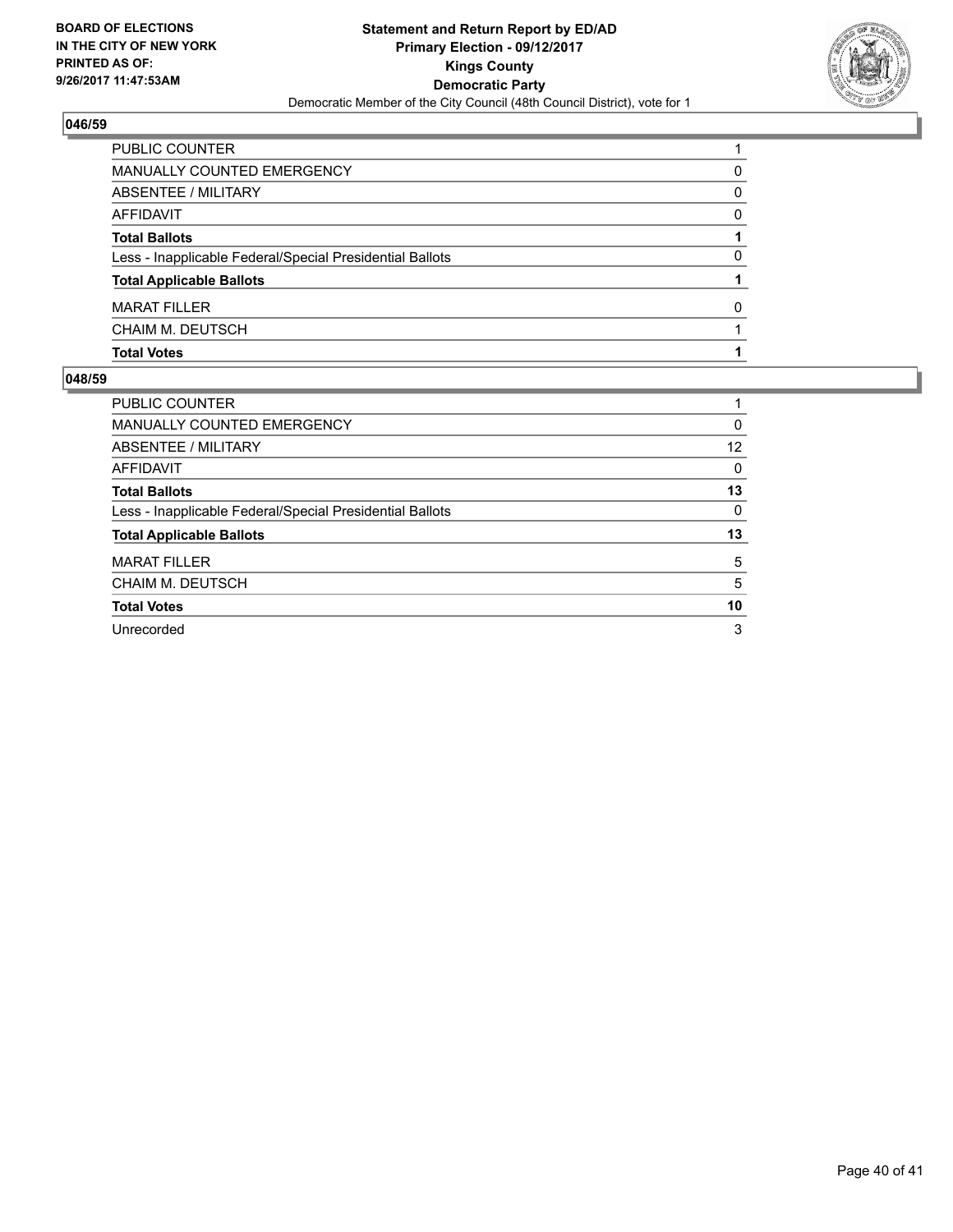BOARD OF ELECTIONS
IN THE CITY OF NEW YORK
PRINTED AS OF:
9/26/2017 11:47:53AM

**Statement and Return Report by ED/AD**
**Primary Election - 09/12/2017**
**Kings County**
**Democratic Party**
Democratic Member of the City Council (48th Council District), vote for 1

### 046/59

| | |
|---|---|
| PUBLIC COUNTER | 1 |
| MANUALLY COUNTED EMERGENCY | 0 |
| ABSENTEE / MILITARY | 0 |
| AFFIDAVIT | 0 |
| **Total Ballots** | **1** |
| Less - Inapplicable Federal/Special Presidential Ballots | 0 |
| **Total Applicable Ballots** | **1** |
| MARAT FILLER | 0 |
| CHAIM M. DEUTSCH | 1 |
| **Total Votes** | **1** |

### 048/59

| | |
|---|---|
| PUBLIC COUNTER | 1 |
| MANUALLY COUNTED EMERGENCY | 0 |
| ABSENTEE / MILITARY | 12 |
| AFFIDAVIT | 0 |
| **Total Ballots** | **13** |
| Less - Inapplicable Federal/Special Presidential Ballots | 0 |
| **Total Applicable Ballots** | **13** |
| MARAT FILLER | 5 |
| CHAIM M. DEUTSCH | 5 |
| **Total Votes** | **10** |
| Unrecorded | 3 |